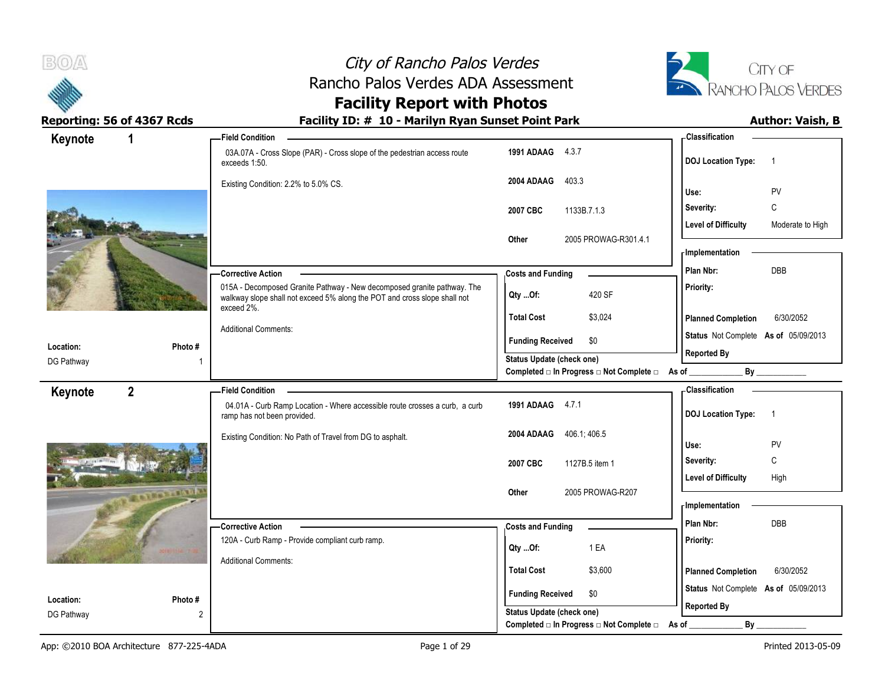# *City of Rancho Palos Verdes*
# Rancho Palos Verdes ADA Assessment
# Facility Report with Photos

**Reporting: 56 of 4367 Rcds** | **Facility ID: # 10 - Marilyn Ryan Sunset Point Park** | **Author: Vaish, B**

---

## Keynote 1

**Location:** DG Pathway
**Photo #:** 1

**Field Condition**

03A.07A - Cross Slope (PAR) - Cross slope of the pedestrian access route exceeds 1:50.

Existing Condition: 2.2% to 5.0% CS.

| | |
|---|---|
| **1991 ADAAG** | 4.3.7 |
| **2004 ADAAG** | 403.3 |
| **2007 CBC** | 1133B.7.1.3 |
| **Other** | 2005 PROWAG-R301.4.1 |

**Classification**

| | |
|---|---|
| **DOJ Location Type:** | 1 |
| **Use:** | PV |
| **Severity:** | C |
| **Level of Difficulty** | Moderate to High |

**Corrective Action**

015A - Decomposed Granite Pathway - New decomposed granite pathway. The walkway slope shall not exceed 5% along the POT and cross slope shall not exceed 2%.

Additional Comments:

**Costs and Funding**

| | |
|---|---|
| **Qty ...Of:** | 420 SF |
| **Total Cost** | $3,024 |
| **Funding Received** | $0 |

**Implementation**

| | |
|---|---|
| **Plan Nbr:** | DBB |
| **Priority:** | |
| **Planned Completion** | 6/30/2052 |
| **Status** | Not Complete **As of** 05/09/2013 |
| **Reported By** | |

**Status Update (check one)**
Completed □ In Progress □ Not Complete □ As of ____________ By ____________

---

## Keynote 2

**Location:** DG Pathway
**Photo #:** 2

**Field Condition**

04.01A - Curb Ramp Location - Where accessible route crosses a curb, a curb ramp has not been provided.

Existing Condition: No Path of Travel from DG to asphalt.

| | |
|---|---|
| **1991 ADAAG** | 4.7.1 |
| **2004 ADAAG** | 406.1; 406.5 |
| **2007 CBC** | 1127B.5 item 1 |
| **Other** | 2005 PROWAG-R207 |

**Classification**

| | |
|---|---|
| **DOJ Location Type:** | 1 |
| **Use:** | PV |
| **Severity:** | C |
| **Level of Difficulty** | High |

**Corrective Action**

120A - Curb Ramp - Provide compliant curb ramp.

Additional Comments:

**Costs and Funding**

| | |
|---|---|
| **Qty ...Of:** | 1 EA |
| **Total Cost** | $3,600 |
| **Funding Received** | $0 |

**Implementation**

| | |
|---|---|
| **Plan Nbr:** | DBB |
| **Priority:** | |
| **Planned Completion** | 6/30/2052 |
| **Status** | Not Complete **As of** 05/09/2013 |
| **Reported By** | |

**Status Update (check one)**
Completed □ In Progress □ Not Complete □ As of ____________ By ____________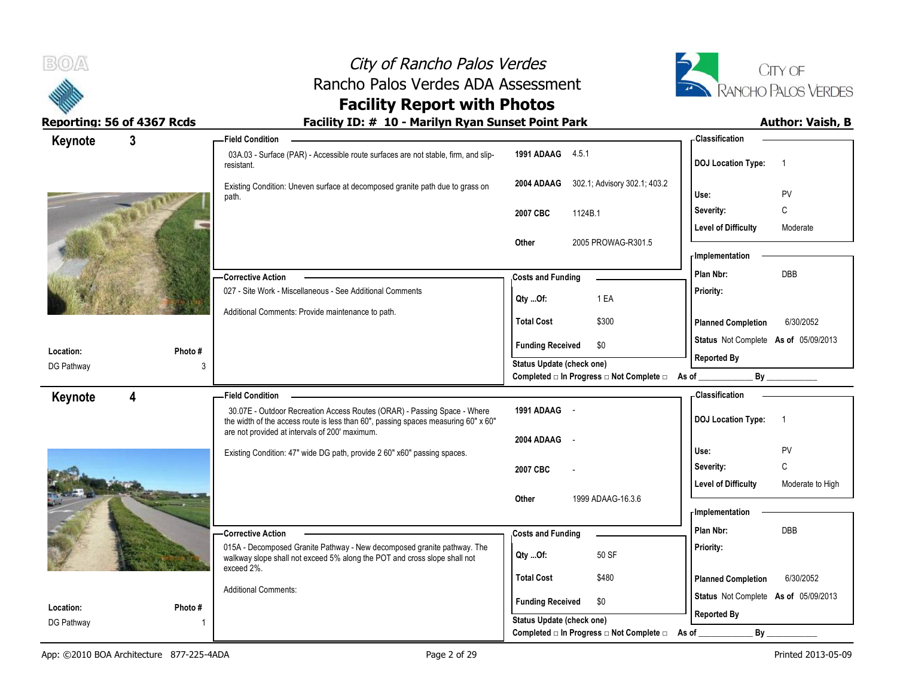# City of Rancho Palos Verdes
## Rancho Palos Verdes ADA Assessment
## Facility Report with Photos

**Reporting: 56 of 4367 Rcds** | **Facility ID: # 10 - Marilyn Ryan Sunset Point Park** | **Author: Vaish, B**

---

## Keynote 3

**Location:** DG Pathway
**Photo #:** 3

### Field Condition

03A.03 - Surface (PAR) - Accessible route surfaces are not stable, firm, and slip-resistant.

Existing Condition: Uneven surface at decomposed granite path due to grass on path.

| | |
|---|---|
| **1991 ADAAG** | 4.5.1 |
| **2004 ADAAG** | 302.1; Advisory 302.1; 403.2 |
| **2007 CBC** | 1124B.1 |
| **Other** | 2005 PROWAG-R301.5 |

### Corrective Action

027 - Site Work - Miscellaneous - See Additional Comments

Additional Comments: Provide maintenance to path.

### Costs and Funding

| | |
|---|---|
| **Qty ...Of:** | 1 EA |
| **Total Cost** | $300 |
| **Funding Received** | $0 |

**Status Update (check one)**
Completed □ In Progress □ Not Complete □ As of ____________ By ____________

### Classification

| | |
|---|---|
| **DOJ Location Type:** | 1 |
| **Use:** | PV |
| **Severity:** | C |
| **Level of Difficulty** | Moderate |

### Implementation

| | |
|---|---|
| **Plan Nbr:** | DBB |
| **Priority:** | |
| **Planned Completion** | 6/30/2052 |
| **Status** | Not Complete **As of** 05/09/2013 |
| **Reported By** | |

---

## Keynote 4

**Location:** DG Pathway
**Photo #:** 1

### Field Condition

30.07E - Outdoor Recreation Access Routes (ORAR) - Passing Space - Where the width of the access route is less than 60", passing spaces measuring 60" x 60" are not provided at intervals of 200' maximum.

Existing Condition: 47" wide DG path, provide 2 60" x60" passing spaces.

| | |
|---|---|
| **1991 ADAAG** | - |
| **2004 ADAAG** | - |
| **2007 CBC** | - |
| **Other** | 1999 ADAAG-16.3.6 |

### Corrective Action

015A - Decomposed Granite Pathway - New decomposed granite pathway. The walkway slope shall not exceed 5% along the POT and cross slope shall not exceed 2%.

Additional Comments:

### Costs and Funding

| | |
|---|---|
| **Qty ...Of:** | 50 SF |
| **Total Cost** | $480 |
| **Funding Received** | $0 |

**Status Update (check one)**
Completed □ In Progress □ Not Complete □ As of ____________ By ____________

### Classification

| | |
|---|---|
| **DOJ Location Type:** | 1 |
| **Use:** | PV |
| **Severity:** | C |
| **Level of Difficulty** | Moderate to High |

### Implementation

| | |
|---|---|
| **Plan Nbr:** | DBB |
| **Priority:** | |
| **Planned Completion** | 6/30/2052 |
| **Status** | Not Complete **As of** 05/09/2013 |
| **Reported By** | |

---

App: ©2010 BOA Architecture 877-225-4ADA | Printed 2013-05-09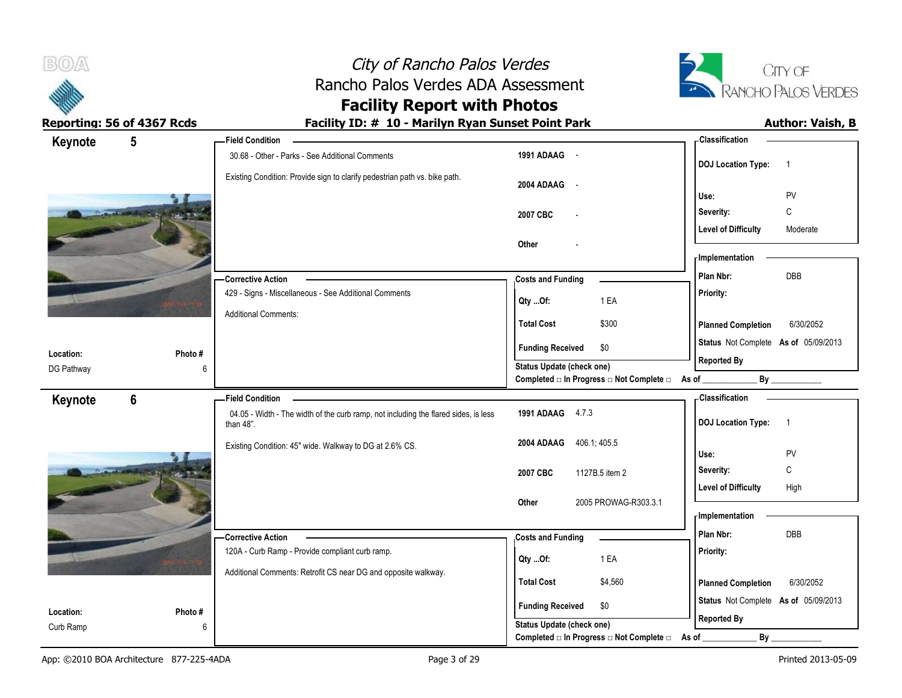# City of Rancho Palos Verdes
## Rancho Palos Verdes ADA Assessment
## Facility Report with Photos

**Reporting: 56 of 4367 Rcds** | **Facility ID: # 10 - Marilyn Ryan Sunset Point Park** | **Author: Vaish, B**

---

### Keynote 5

**Location:** DG Pathway
**Photo #:** 6

**Field Condition**

30.68 - Other - Parks - See Additional Comments

Existing Condition: Provide sign to clarify pedestrian path vs. bike path.

| | |
|---|---|
| 1991 ADAAG | - |
| 2004 ADAAG | - |
| 2007 CBC | - |
| Other | - |

**Corrective Action**

429 - Signs - Miscellaneous - See Additional Comments

Additional Comments:

**Costs and Funding**

| | |
|---|---|
| Qty ...Of: | 1 EA |
| Total Cost | $300 |
| Funding Received | $0 |

Status Update (check one)
Completed □ In Progress □ Not Complete □ As of ____________ By ____________

**Classification**

| | |
|---|---|
| DOJ Location Type: | 1 |
| Use: | PV |
| Severity: | C |
| Level of Difficulty | Moderate |

**Implementation**

| | |
|---|---|
| Plan Nbr: | DBB |
| Priority: | |
| Planned Completion | 6/30/2052 |
| Status | Not Complete As of 05/09/2013 |
| Reported By | |

---

### Keynote 6

**Location:** Curb Ramp
**Photo #:** 6

**Field Condition**

04.05 - Width - The width of the curb ramp, not including the flared sides, is less than 48".

Existing Condition: 45" wide. Walkway to DG at 2.6% CS.

| | |
|---|---|
| 1991 ADAAG | 4.7.3 |
| 2004 ADAAG | 406.1; 405.5 |
| 2007 CBC | 1127B.5 item 2 |
| Other | 2005 PROWAG-R303.3.1 |

**Corrective Action**

120A - Curb Ramp - Provide compliant curb ramp.

Additional Comments: Retrofit CS near DG and opposite walkway.

**Costs and Funding**

| | |
|---|---|
| Qty ...Of: | 1 EA |
| Total Cost | $4,560 |
| Funding Received | $0 |

Status Update (check one)
Completed □ In Progress □ Not Complete □ As of ____________ By ____________

**Classification**

| | |
|---|---|
| DOJ Location Type: | 1 |
| Use: | PV |
| Severity: | C |
| Level of Difficulty | High |

**Implementation**

| | |
|---|---|
| Plan Nbr: | DBB |
| Priority: | |
| Planned Completion | 6/30/2052 |
| Status | Not Complete As of 05/09/2013 |
| Reported By | |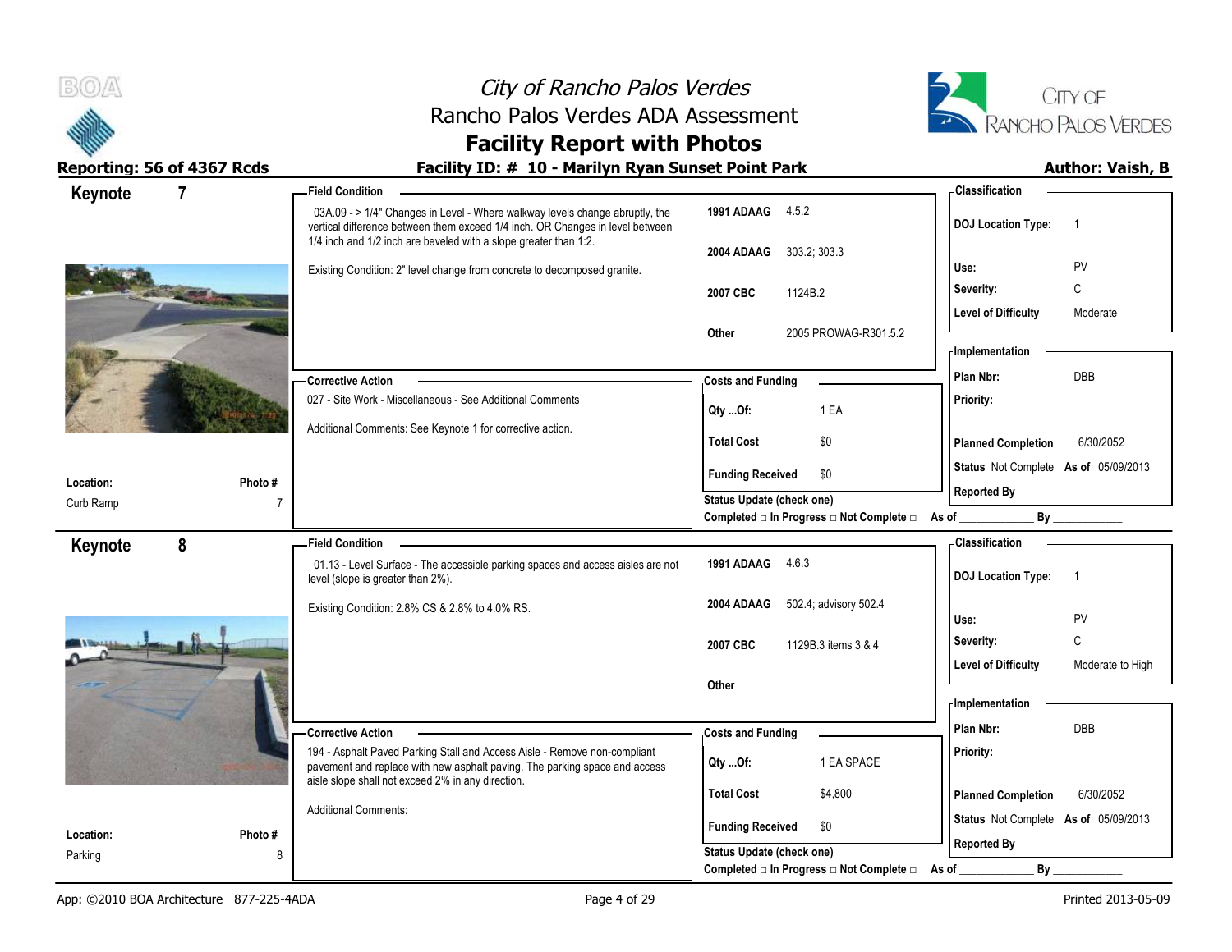# City of Rancho Palos Verdes
## Rancho Palos Verdes ADA Assessment
## Facility Report with Photos

**Reporting: 56 of 4367 Rcds**

**Facility ID: # 10 - Marilyn Ryan Sunset Point Park**

**Author: Vaish, B**

---

## Keynote 7

**Location:** Curb Ramp

**Photo #** 7

**Field Condition**

03A.09 - > 1/4" Changes in Level - Where walkway levels change abruptly, the vertical difference between them exceed 1/4 inch. OR Changes in level between 1/4 inch and 1/2 inch are beveled with a slope greater than 1:2.

Existing Condition: 2" level change from concrete to decomposed granite.

| | |
|---|---|
| **1991 ADAAG** | 4.5.2 |
| **2004 ADAAG** | 303.2; 303.3 |
| **2007 CBC** | 1124B.2 |
| **Other** | 2005 PROWAG-R301.5.2 |

**Corrective Action**

027 - Site Work - Miscellaneous - See Additional Comments

Additional Comments: See Keynote 1 for corrective action.

**Costs and Funding**

| | |
|---|---|
| **Qty ...Of:** | 1 EA |
| **Total Cost** | $0 |
| **Funding Received** | $0 |

**Status Update (check one)**

Completed □ In Progress □ Not Complete □ As of ____________ By ____________

**Classification**

| | |
|---|---|
| **DOJ Location Type:** | 1 |
| **Use:** | PV |
| **Severity:** | C |
| **Level of Difficulty** | Moderate |

**Implementation**

| | |
|---|---|
| **Plan Nbr:** | DBB |
| **Priority:** | |
| **Planned Completion** | 6/30/2052 |
| **Status** | Not Complete **As of** 05/09/2013 |
| **Reported By** | |

---

## Keynote 8

**Location:** Parking

**Photo #** 8

**Field Condition**

01.13 - Level Surface - The accessible parking spaces and access aisles are not level (slope is greater than 2%).

Existing Condition: 2.8% CS & 2.8% to 4.0% RS.

| | |
|---|---|
| **1991 ADAAG** | 4.6.3 |
| **2004 ADAAG** | 502.4; advisory 502.4 |
| **2007 CBC** | 1129B.3 items 3 & 4 |
| **Other** | |

**Corrective Action**

194 - Asphalt Paved Parking Stall and Access Aisle - Remove non-compliant pavement and replace with new asphalt paving. The parking space and access aisle slope shall not exceed 2% in any direction.

Additional Comments:

**Costs and Funding**

| | |
|---|---|
| **Qty ...Of:** | 1 EA SPACE |
| **Total Cost** | $4,800 |
| **Funding Received** | $0 |

**Status Update (check one)**

Completed □ In Progress □ Not Complete □ As of ____________ By ____________

**Classification**

| | |
|---|---|
| **DOJ Location Type:** | 1 |
| **Use:** | PV |
| **Severity:** | C |
| **Level of Difficulty** | Moderate to High |

**Implementation**

| | |
|---|---|
| **Plan Nbr:** | DBB |
| **Priority:** | |
| **Planned Completion** | 6/30/2052 |
| **Status** | Not Complete **As of** 05/09/2013 |
| **Reported By** | |

---

App: ©2010 BOA Architecture 877-225-4ADA

Printed 2013-05-09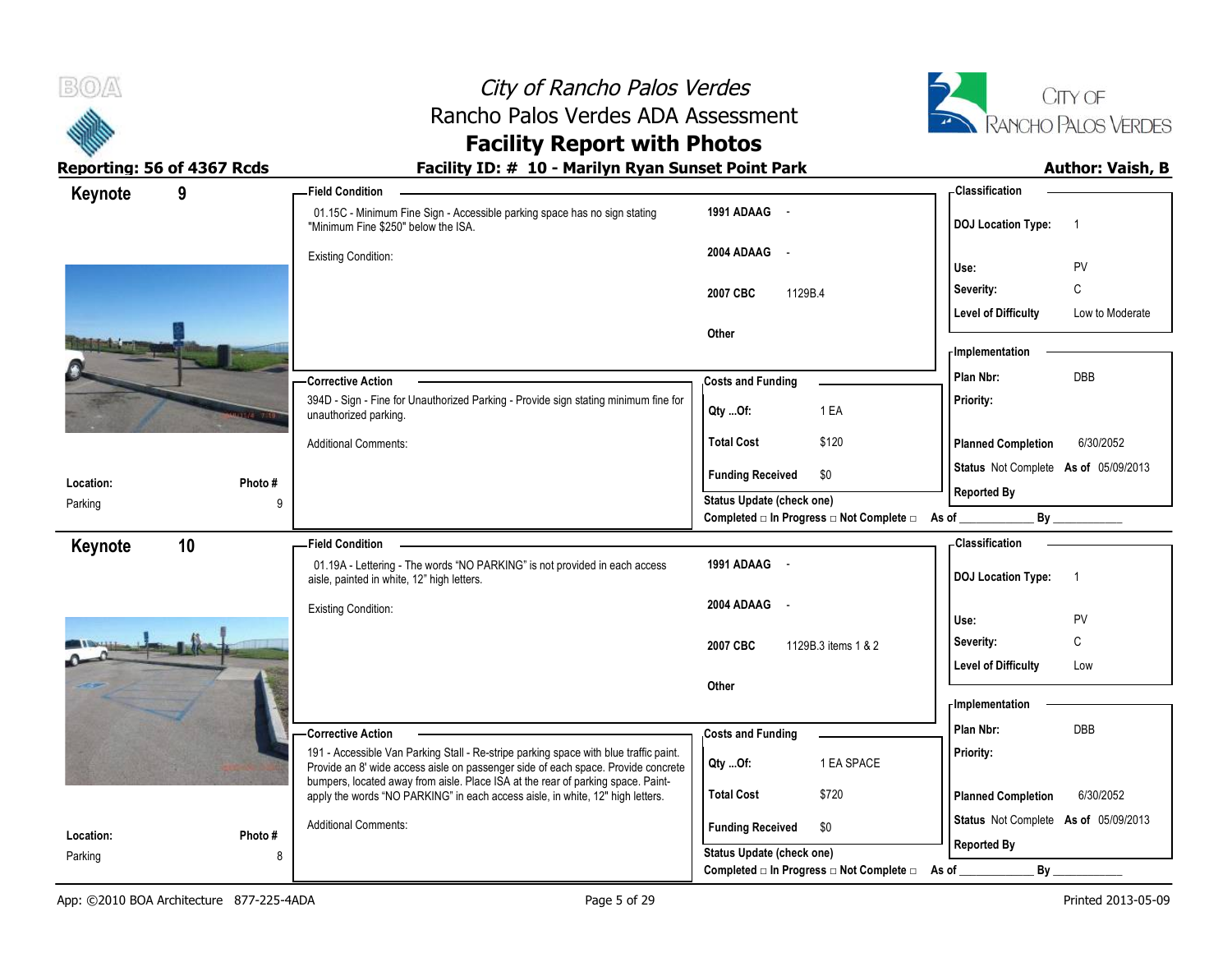# City of Rancho Palos Verdes
## Rancho Palos Verdes ADA Assessment
## Facility Report with Photos

**Reporting: 56 of 4367 Rcds** | **Facility ID: # 10 - Marilyn Ryan Sunset Point Park** | **Author: Vaish, B**

---

### Keynote 9

**Location:** Parking | **Photo #:** 9

**Field Condition**

01.15C - Minimum Fine Sign - Accessible parking space has no sign stating "Minimum Fine $250" below the ISA.

Existing Condition:

| | |
|---|---|
| 1991 ADAAG | - |
| 2004 ADAAG | - |
| 2007 CBC | 1129B.4 |
| Other | |

**Classification**

| | |
|---|---|
| DOJ Location Type: | 1 |
| Use: | PV |
| Severity: | C |
| Level of Difficulty | Low to Moderate |

**Corrective Action**

394D - Sign - Fine for Unauthorized Parking - Provide sign stating minimum fine for unauthorized parking.

Additional Comments:

**Costs and Funding**

| | |
|---|---|
| Qty ...Of: | 1 EA |
| Total Cost | $120 |
| Funding Received | $0 |

**Implementation**

| | |
|---|---|
| Plan Nbr: | DBB |
| Priority: | |
| Planned Completion | 6/30/2052 |
| Status | Not Complete As of 05/09/2013 |
| Reported By | |

Status Update (check one)

Completed □ In Progress □ Not Complete □ As of ____________ By ____________

---

### Keynote 10

**Location:** Parking | **Photo #:** 8

**Field Condition**

01.19A - Lettering - The words "NO PARKING" is not provided in each access aisle, painted in white, 12" high letters.

Existing Condition:

| | |
|---|---|
| 1991 ADAAG | - |
| 2004 ADAAG | - |
| 2007 CBC | 1129B.3 items 1 & 2 |
| Other | |

**Classification**

| | |
|---|---|
| DOJ Location Type: | 1 |
| Use: | PV |
| Severity: | C |
| Level of Difficulty | Low |

**Corrective Action**

191 - Accessible Van Parking Stall - Re-stripe parking space with blue traffic paint. Provide an 8' wide access aisle on passenger side of each space. Provide concrete bumpers, located away from aisle. Place ISA at the rear of parking space. Paint-apply the words "NO PARKING" in each access aisle, in white, 12" high letters.

Additional Comments:

**Costs and Funding**

| | |
|---|---|
| Qty ...Of: | 1 EA SPACE |
| Total Cost | $720 |
| Funding Received | $0 |

**Implementation**

| | |
|---|---|
| Plan Nbr: | DBB |
| Priority: | |
| Planned Completion | 6/30/2052 |
| Status | Not Complete As of 05/09/2013 |
| Reported By | |

Status Update (check one)

Completed □ In Progress □ Not Complete □ As of ____________ By ____________

---

App: ©2010 BOA Architecture 877-225-4ADA | Printed 2013-05-09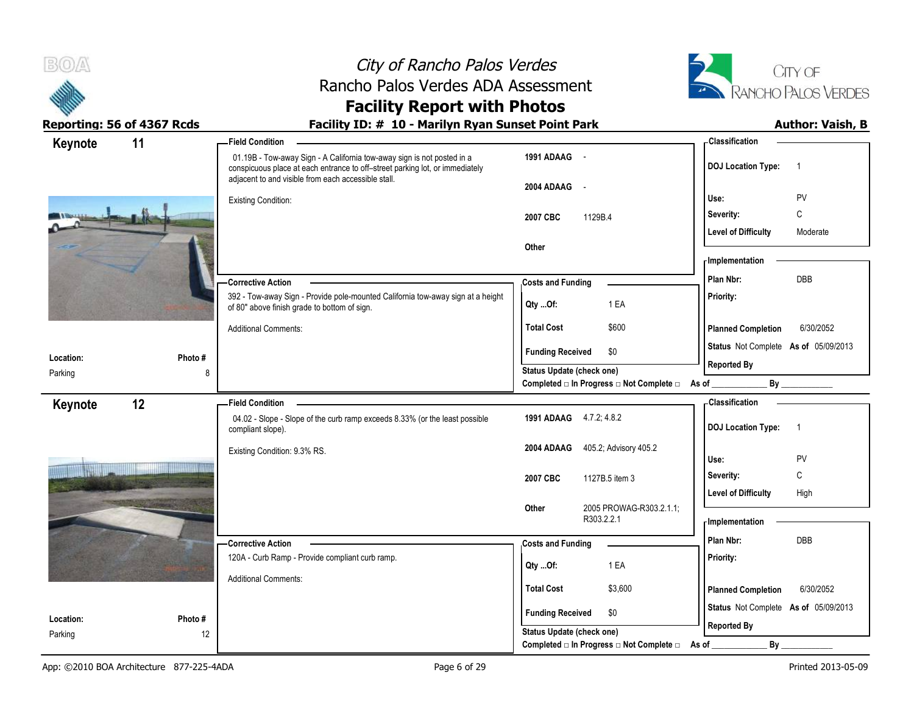# City of Rancho Palos Verdes
## Rancho Palos Verdes ADA Assessment
## Facility Report with Photos

**Reporting: 56 of 4367 Rcds**

**Facility ID: # 10 - Marilyn Ryan Sunset Point Park**

**Author: Vaish, B**

---

## Keynote 11

**Location:** Parking
**Photo #** 8

### Field Condition

01.19B - Tow-away Sign - A California tow-away sign is not posted in a conspicuous place at each entrance to off–street parking lot, or immediately adjacent to and visible from each accessible stall.

Existing Condition:

| | |
|---|---|
| 1991 ADAAG | - |
| 2004 ADAAG | - |
| 2007 CBC | 1129B.4 |
| Other | |

### Classification

| | |
|---|---|
| DOJ Location Type: | 1 |
| Use: | PV |
| Severity: | C |
| Level of Difficulty | Moderate |

### Corrective Action

392 - Tow-away Sign - Provide pole-mounted California tow-away sign at a height of 80" above finish grade to bottom of sign.

Additional Comments:

### Costs and Funding

| | |
|---|---|
| Qty ...Of: | 1 EA |
| Total Cost | $600 |
| Funding Received | $0 |

Status Update (check one)
Completed □ In Progress □ Not Complete □ As of ____________ By ____________

### Implementation

| | |
|---|---|
| Plan Nbr: | DBB |
| Priority: | |
| Planned Completion | 6/30/2052 |
| Status | Not Complete As of 05/09/2013 |
| Reported By | |

---

## Keynote 12

**Location:** Parking
**Photo #** 12

### Field Condition

04.02 - Slope - Slope of the curb ramp exceeds 8.33% (or the least possible compliant slope).

Existing Condition: 9.3% RS.

| | |
|---|---|
| 1991 ADAAG | 4.7.2; 4.8.2 |
| 2004 ADAAG | 405.2; Advisory 405.2 |
| 2007 CBC | 1127B.5 item 3 |
| Other | 2005 PROWAG-R303.2.1.1; R303.2.2.1 |

### Classification

| | |
|---|---|
| DOJ Location Type: | 1 |
| Use: | PV |
| Severity: | C |
| Level of Difficulty | High |

### Corrective Action

120A - Curb Ramp - Provide compliant curb ramp.

Additional Comments:

### Costs and Funding

| | |
|---|---|
| Qty ...Of: | 1 EA |
| Total Cost | $3,600 |
| Funding Received | $0 |

Status Update (check one)
Completed □ In Progress □ Not Complete □ As of ____________ By ____________

### Implementation

| | |
|---|---|
| Plan Nbr: | DBB |
| Priority: | |
| Planned Completion | 6/30/2052 |
| Status | Not Complete As of 05/09/2013 |
| Reported By | |

---

App: ©2010 BOA Architecture 877-225-4ADA — Printed 2013-05-09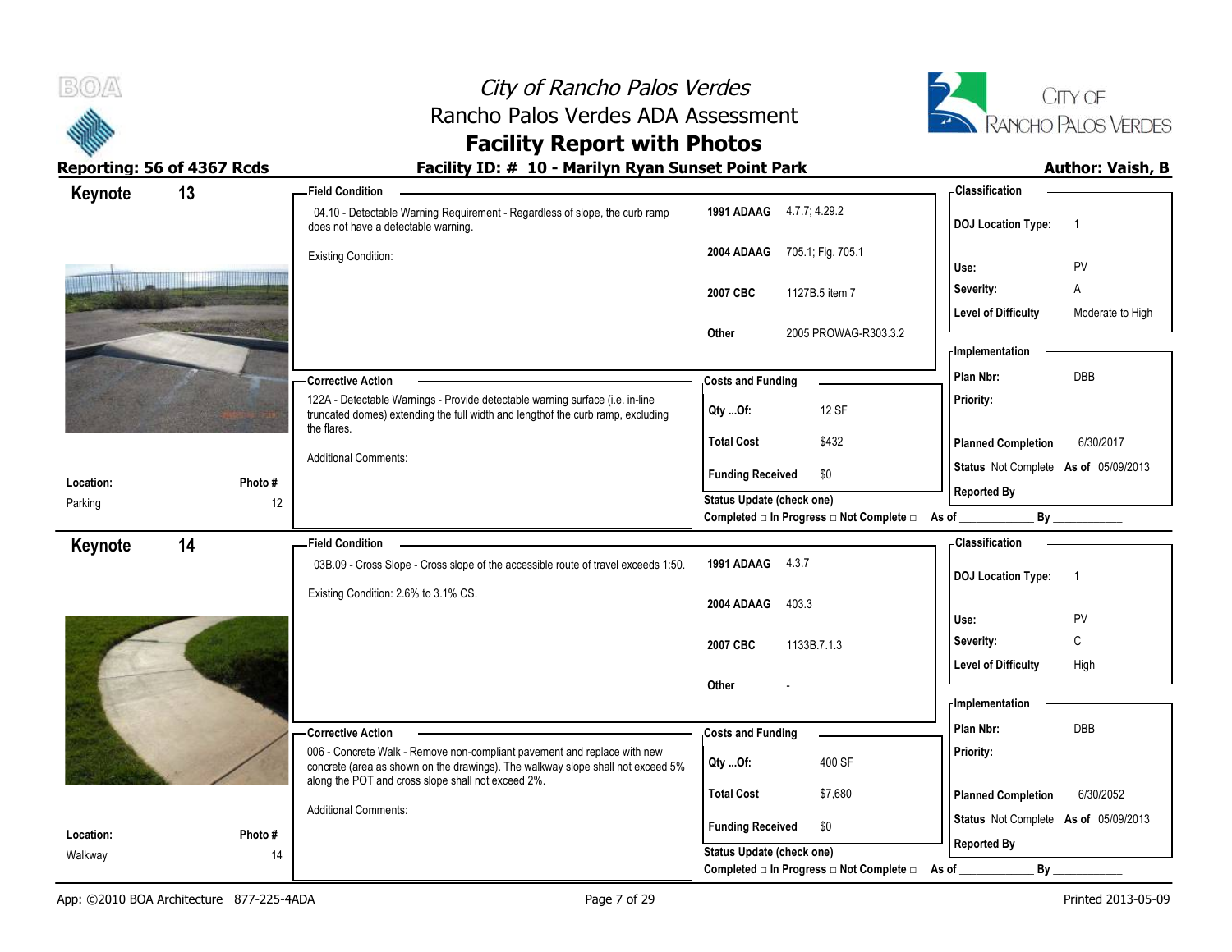# City of Rancho Palos Verdes
## Rancho Palos Verdes ADA Assessment
## Facility Report with Photos

**Reporting: 56 of 4367 Rcds** | **Facility ID: # 10 - Marilyn Ryan Sunset Point Park** | **Author: Vaish, B**

---

## Keynote 13

**Location:** Parking
**Photo #:** 12

**Field Condition**

04.10 - Detectable Warning Requirement - Regardless of slope, the curb ramp does not have a detectable warning.

Existing Condition:

| Code | Reference |
|---|---|
| 1991 ADAAG | 4.7.7; 4.29.2 |
| 2004 ADAAG | 705.1; Fig. 705.1 |
| 2007 CBC | 1127B.5 item 7 |
| Other | 2005 PROWAG-R303.3.2 |

**Classification**

| | |
|---|---|
| DOJ Location Type: | 1 |
| Use: | PV |
| Severity: | A |
| Level of Difficulty | Moderate to High |

**Corrective Action**

122A - Detectable Warnings - Provide detectable warning surface (i.e. in-line truncated domes) extending the full width and lengthof the curb ramp, excluding the flares.

Additional Comments:

**Costs and Funding**

| | |
|---|---|
| Qty ...Of: | 12 SF |
| Total Cost | $432 |
| Funding Received | $0 |

Status Update (check one)
Completed □ In Progress □ Not Complete □ As of ____________ By ____________

**Implementation**

| | |
|---|---|
| Plan Nbr: | DBB |
| Priority: | |
| Planned Completion | 6/30/2017 |
| Status | Not Complete As of 05/09/2013 |
| Reported By | |

---

## Keynote 14

**Location:** Walkway
**Photo #:** 14

**Field Condition**

03B.09 - Cross Slope - Cross slope of the accessible route of travel exceeds 1:50.

Existing Condition: 2.6% to 3.1% CS.

| Code | Reference |
|---|---|
| 1991 ADAAG | 4.3.7 |
| 2004 ADAAG | 403.3 |
| 2007 CBC | 1133B.7.1.3 |
| Other | - |

**Classification**

| | |
|---|---|
| DOJ Location Type: | 1 |
| Use: | PV |
| Severity: | C |
| Level of Difficulty | High |

**Corrective Action**

006 - Concrete Walk - Remove non-compliant pavement and replace with new concrete (area as shown on the drawings). The walkway slope shall not exceed 5% along the POT and cross slope shall not exceed 2%.

Additional Comments:

**Costs and Funding**

| | |
|---|---|
| Qty ...Of: | 400 SF |
| Total Cost | $7,680 |
| Funding Received | $0 |

Status Update (check one)
Completed □ In Progress □ Not Complete □ As of ____________ By ____________

**Implementation**

| | |
|---|---|
| Plan Nbr: | DBB |
| Priority: | |
| Planned Completion | 6/30/2052 |
| Status | Not Complete As of 05/09/2013 |
| Reported By | |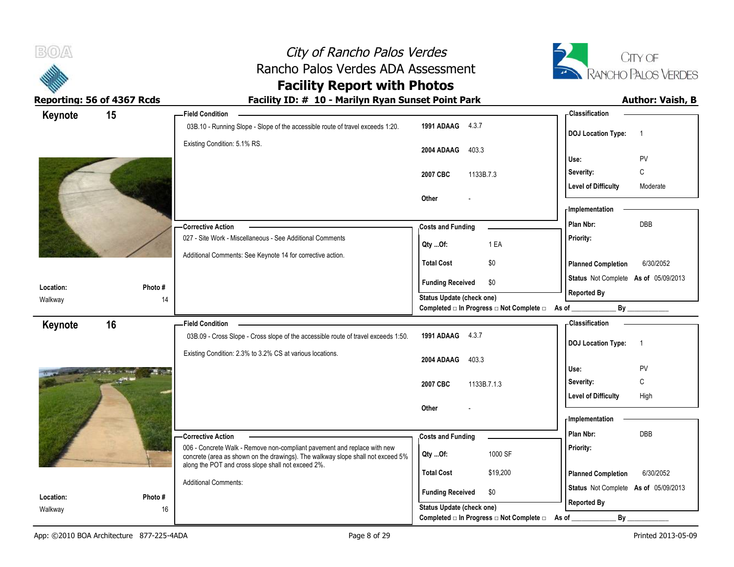# City of Rancho Palos Verdes
## Rancho Palos Verdes ADA Assessment
## Facility Report with Photos

**Reporting: 56 of 4367 Rcds** | **Facility ID: # 10 - Marilyn Ryan Sunset Point Park** | **Author: Vaish, B**

---

## Keynote 15

**Field Condition**

03B.10 - Running Slope - Slope of the accessible route of travel exceeds 1:20.

Existing Condition: 5.1% RS.

| Code | Section |
|---|---|
| 1991 ADAAG | 4.3.7 |
| 2004 ADAAG | 403.3 |
| 2007 CBC | 1133B.7.3 |
| Other | - |

**Classification**

| | |
|---|---|
| DOJ Location Type: | 1 |
| Use: | PV |
| Severity: | C |
| Level of Difficulty | Moderate |

**Corrective Action**

027 - Site Work - Miscellaneous - See Additional Comments

Additional Comments: See Keynote 14 for corrective action.

**Costs and Funding**

| | |
|---|---|
| Qty ...Of: | 1 EA |
| Total Cost | $0 |
| Funding Received | $0 |

Status Update (check one)
Completed □ In Progress □ Not Complete □ As of ____________ By ____________

**Implementation**

| | |
|---|---|
| Plan Nbr: | DBB |
| Priority: | |
| Planned Completion | 6/30/2052 |
| Status | Not Complete As of 05/09/2013 |
| Reported By | |

**Location:** Walkway
**Photo #** 14

---

## Keynote 16

**Field Condition**

03B.09 - Cross Slope - Cross slope of the accessible route of travel exceeds 1:50.

Existing Condition: 2.3% to 3.2% CS at various locations.

| Code | Section |
|---|---|
| 1991 ADAAG | 4.3.7 |
| 2004 ADAAG | 403.3 |
| 2007 CBC | 1133B.7.1.3 |
| Other | - |

**Classification**

| | |
|---|---|
| DOJ Location Type: | 1 |
| Use: | PV |
| Severity: | C |
| Level of Difficulty | High |

**Corrective Action**

006 - Concrete Walk - Remove non-compliant pavement and replace with new concrete (area as shown on the drawings). The walkway slope shall not exceed 5% along the POT and cross slope shall not exceed 2%.

Additional Comments:

**Costs and Funding**

| | |
|---|---|
| Qty ...Of: | 1000 SF |
| Total Cost | $19,200 |
| Funding Received | $0 |

Status Update (check one)
Completed □ In Progress □ Not Complete □ As of ____________ By ____________

**Implementation**

| | |
|---|---|
| Plan Nbr: | DBB |
| Priority: | |
| Planned Completion | 6/30/2052 |
| Status | Not Complete As of 05/09/2013 |
| Reported By | |

**Location:** Walkway
**Photo #** 16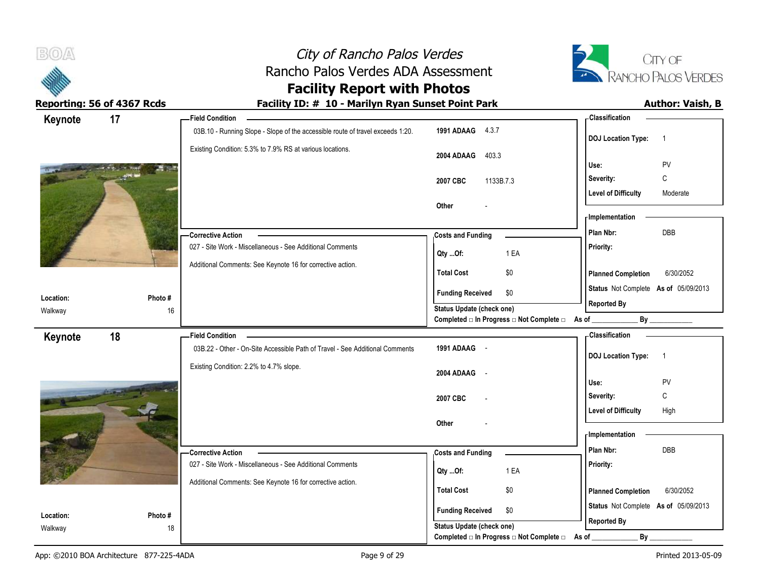# City of Rancho Palos Verdes
## Rancho Palos Verdes ADA Assessment
## Facility Report with Photos

**Reporting: 56 of 4367 Rcds** | **Facility ID: # 10 - Marilyn Ryan Sunset Point Park** | **Author: Vaish, B**

---

### Keynote 17

**Location:** Walkway
**Photo #** 16

**Field Condition**

03B.10 - Running Slope - Slope of the accessible route of travel exceeds 1:20.

Existing Condition: 5.3% to 7.9% RS at various locations.

| | |
|---|---|
| 1991 ADAAG | 4.3.7 |
| 2004 ADAAG | 403.3 |
| 2007 CBC | 1133B.7.3 |
| Other | - |

**Classification**

| | |
|---|---|
| DOJ Location Type: | 1 |
| Use: | PV |
| Severity: | C |
| Level of Difficulty | Moderate |

**Corrective Action**

027 - Site Work - Miscellaneous - See Additional Comments

Additional Comments: See Keynote 16 for corrective action.

**Costs and Funding**

| | |
|---|---|
| Qty ...Of: | 1 EA |
| Total Cost | $0 |
| Funding Received | $0 |

Status Update (check one)
Completed □ In Progress □ Not Complete □ As of ____________ By ____________

**Implementation**

| | |
|---|---|
| Plan Nbr: | DBB |
| Priority: | |
| Planned Completion | 6/30/2052 |
| Status | Not Complete As of 05/09/2013 |
| Reported By | |

---

### Keynote 18

**Location:** Walkway
**Photo #** 18

**Field Condition**

03B.22 - Other - On-Site Accessible Path of Travel - See Additional Comments

Existing Condition: 2.2% to 4.7% slope.

| | |
|---|---|
| 1991 ADAAG | - |
| 2004 ADAAG | - |
| 2007 CBC | - |
| Other | - |

**Classification**

| | |
|---|---|
| DOJ Location Type: | 1 |
| Use: | PV |
| Severity: | C |
| Level of Difficulty | High |

**Corrective Action**

027 - Site Work - Miscellaneous - See Additional Comments

Additional Comments: See Keynote 16 for corrective action.

**Costs and Funding**

| | |
|---|---|
| Qty ...Of: | 1 EA |
| Total Cost | $0 |
| Funding Received | $0 |

Status Update (check one)
Completed □ In Progress □ Not Complete □ As of ____________ By ____________

**Implementation**

| | |
|---|---|
| Plan Nbr: | DBB |
| Priority: | |
| Planned Completion | 6/30/2052 |
| Status | Not Complete As of 05/09/2013 |
| Reported By | |

---

App: ©2010 BOA Architecture 877-225-4ADA | Printed 2013-05-09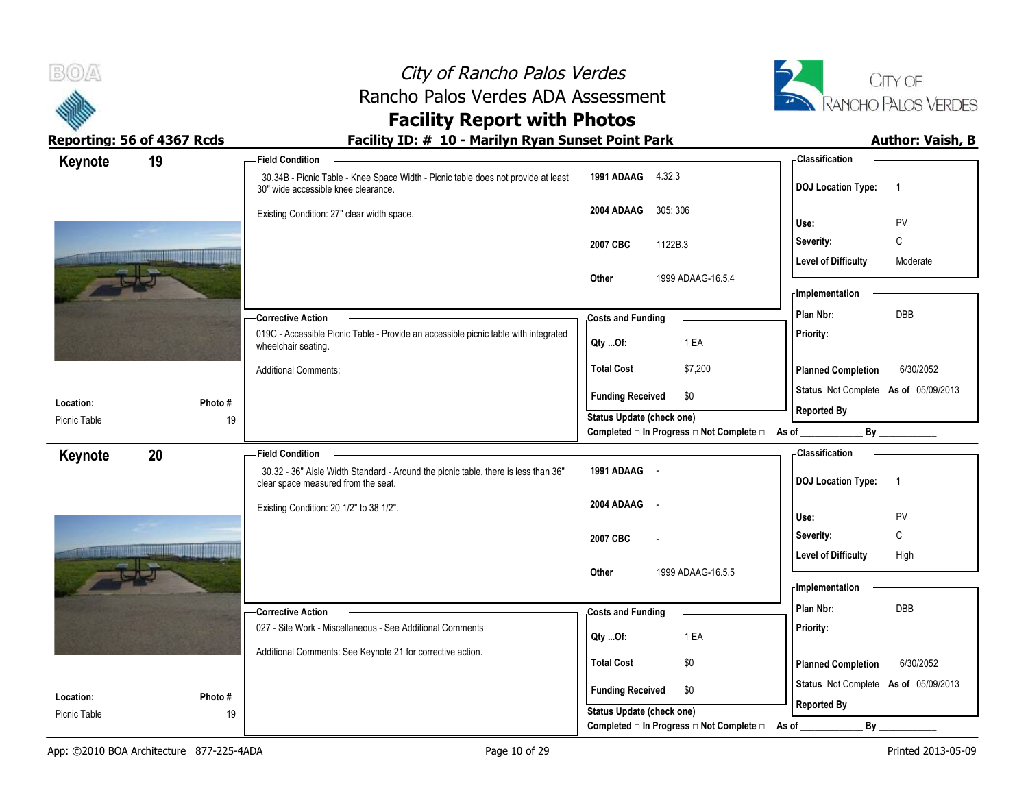# City of Rancho Palos Verdes
## Rancho Palos Verdes ADA Assessment
## Facility Report with Photos

**Reporting: 56 of 4367 Rcds**

**Facility ID: # 10 - Marilyn Ryan Sunset Point Park**

**Author: Vaish, B**

---

## Keynote 19

**Location:** Picnic Table
**Photo #:** 19

**Field Condition**

30.34B - Picnic Table - Knee Space Width - Picnic table does not provide at least 30" wide accessible knee clearance.

Existing Condition: 27" clear width space.

| | |
|---|---|
| 1991 ADAAG | 4.32.3 |
| 2004 ADAAG | 305; 306 |
| 2007 CBC | 1122B.3 |
| Other | 1999 ADAAG-16.5.4 |

**Classification**

| | |
|---|---|
| DOJ Location Type: | 1 |
| Use: | PV |
| Severity: | C |
| Level of Difficulty | Moderate |

**Corrective Action**

019C - Accessible Picnic Table - Provide an accessible picnic table with integrated wheelchair seating.

Additional Comments:

**Costs and Funding**

| | |
|---|---|
| Qty ...Of: | 1 EA |
| Total Cost | $7,200 |
| Funding Received | $0 |

Status Update (check one)
Completed □ In Progress □ Not Complete □ As of ____________ By ____________

**Implementation**

| | |
|---|---|
| Plan Nbr: | DBB |
| Priority: | |
| Planned Completion | 6/30/2052 |
| Status | Not Complete As of 05/09/2013 |
| Reported By | |

---

## Keynote 20

**Location:** Picnic Table
**Photo #:** 19

**Field Condition**

30.32 - 36" Aisle Width Standard - Around the picnic table, there is less than 36" clear space measured from the seat.

Existing Condition: 20 1/2" to 38 1/2".

| | |
|---|---|
| 1991 ADAAG | - |
| 2004 ADAAG | - |
| 2007 CBC | - |
| Other | 1999 ADAAG-16.5.5 |

**Classification**

| | |
|---|---|
| DOJ Location Type: | 1 |
| Use: | PV |
| Severity: | C |
| Level of Difficulty | High |

**Corrective Action**

027 - Site Work - Miscellaneous - See Additional Comments

Additional Comments: See Keynote 21 for corrective action.

**Costs and Funding**

| | |
|---|---|
| Qty ...Of: | 1 EA |
| Total Cost | $0 |
| Funding Received | $0 |

Status Update (check one)
Completed □ In Progress □ Not Complete □ As of ____________ By ____________

**Implementation**

| | |
|---|---|
| Plan Nbr: | DBB |
| Priority: | |
| Planned Completion | 6/30/2052 |
| Status | Not Complete As of 05/09/2013 |
| Reported By | |

---

App: ©2010 BOA Architecture 877-225-4ADA

Printed 2013-05-09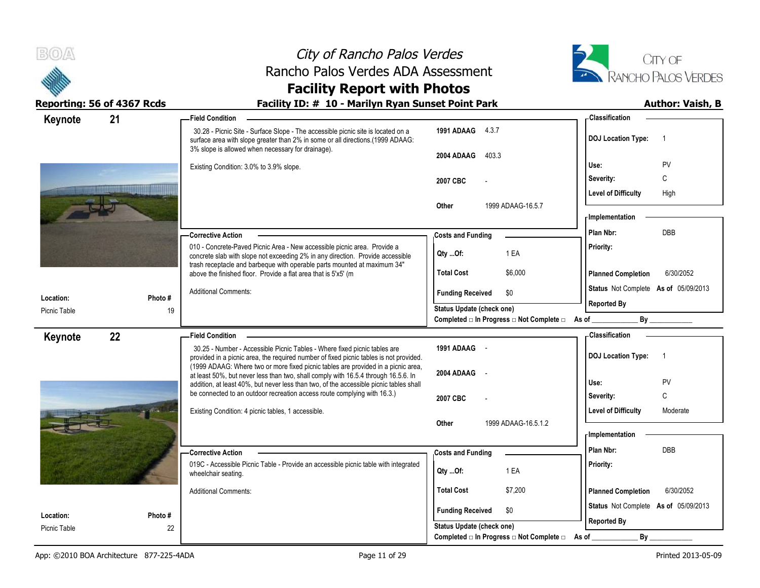# City of Rancho Palos Verdes
## Rancho Palos Verdes ADA Assessment
## Facility Report with Photos

**Reporting: 56 of 4367 Rcds** — **Facility ID: # 10 - Marilyn Ryan Sunset Point Park** — **Author: Vaish, B**

---

### Keynote 21

**Location:** Picnic Table
**Photo #:** 19

**Field Condition**

30.28 - Picnic Site - Surface Slope - The accessible picnic site is located on a surface area with slope greater than 2% in some or all directions.(1999 ADAAG: 3% slope is allowed when necessary for drainage).

Existing Condition: 3.0% to 3.9% slope.

| | |
|---|---|
| 1991 ADAAG | 4.3.7 |
| 2004 ADAAG | 403.3 |
| 2007 CBC | - |
| Other | 1999 ADAAG-16.5.7 |

**Corrective Action**

010 - Concrete-Paved Picnic Area - New accessible picnic area. Provide a concrete slab with slope not exceeding 2% in any direction. Provide accessible trash receptacle and barbeque with operable parts mounted at maximum 34" above the finished floor. Provide a flat area that is 5'x5' (m

Additional Comments:

**Costs and Funding**

| | |
|---|---|
| Qty ...Of: | 1 EA |
| Total Cost | $6,000 |
| Funding Received | $0 |

Status Update (check one)
Completed □ In Progress □ Not Complete □ As of ____________ By ____________

**Classification**

| | |
|---|---|
| DOJ Location Type: | 1 |
| Use: | PV |
| Severity: | C |
| Level of Difficulty | High |

**Implementation**

| | |
|---|---|
| Plan Nbr: | DBB |
| Priority: | |
| Planned Completion | 6/30/2052 |
| Status | Not Complete As of 05/09/2013 |
| Reported By | |

---

### Keynote 22

**Location:** Picnic Table
**Photo #:** 22

**Field Condition**

30.25 - Number - Accessible Picnic Tables - Where fixed picnic tables are provided in a picnic area, the required number of fixed picnic tables is not provided. (1999 ADAAG: Where two or more fixed picnic tables are provided in a picnic area, at least 50%, but never less than two, shall comply with 16.5.4 through 16.5.6. In addition, at least 40%, but never less than two, of the accessible picnic tables shall be connected to an outdoor recreation access route complying with 16.3.)

Existing Condition: 4 picnic tables, 1 accessible.

| | |
|---|---|
| 1991 ADAAG | - |
| 2004 ADAAG | - |
| 2007 CBC | - |
| Other | 1999 ADAAG-16.5.1.2 |

**Corrective Action**

019C - Accessible Picnic Table - Provide an accessible picnic table with integrated wheelchair seating.

Additional Comments:

**Costs and Funding**

| | |
|---|---|
| Qty ...Of: | 1 EA |
| Total Cost | $7,200 |
| Funding Received | $0 |

Status Update (check one)
Completed □ In Progress □ Not Complete □ As of ____________ By ____________

**Classification**

| | |
|---|---|
| DOJ Location Type: | 1 |
| Use: | PV |
| Severity: | C |
| Level of Difficulty | Moderate |

**Implementation**

| | |
|---|---|
| Plan Nbr: | DBB |
| Priority: | |
| Planned Completion | 6/30/2052 |
| Status | Not Complete As of 05/09/2013 |
| Reported By | |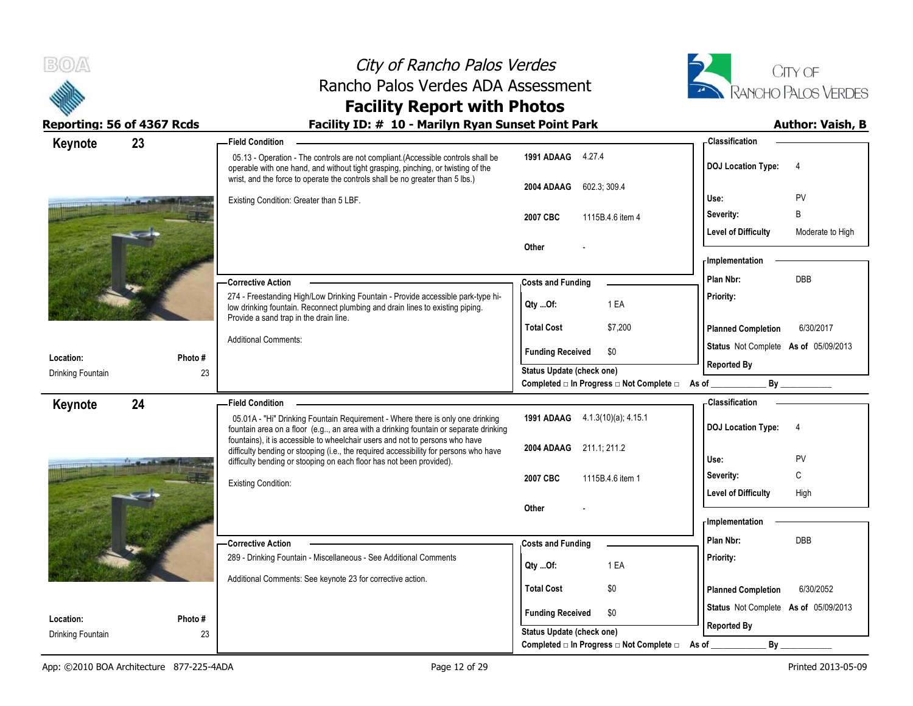# City of Rancho Palos Verdes
## Rancho Palos Verdes ADA Assessment
## Facility Report with Photos

**Reporting: 56 of 4367 Rcds** | **Facility ID: # 10 - Marilyn Ryan Sunset Point Park** | **Author: Vaish, B**

---

## Keynote 23

**Location:** Drinking Fountain
**Photo #:** 23

**Field Condition**

05.13 - Operation - The controls are not compliant.(Accessible controls shall be operable with one hand, and without tight grasping, pinching, or twisting of the wrist, and the force to operate the controls shall be no greater than 5 lbs.)

Existing Condition: Greater than 5 LBF.

| | |
|---|---|
| 1991 ADAAG | 4.27.4 |
| 2004 ADAAG | 602.3; 309.4 |
| 2007 CBC | 1115B.4.6 item 4 |
| Other | - |

**Classification**

| | |
|---|---|
| DOJ Location Type: | 4 |
| Use: | PV |
| Severity: | B |
| Level of Difficulty | Moderate to High |

**Corrective Action**

274 - Freestanding High/Low Drinking Fountain - Provide accessible park-type hi-low drinking fountain. Reconnect plumbing and drain lines to existing piping. Provide a sand trap in the drain line.

Additional Comments:

**Costs and Funding**

| | |
|---|---|
| Qty ...Of: | 1 EA |
| Total Cost | $7,200 |
| Funding Received | $0 |

Status Update (check one)
Completed □ In Progress □ Not Complete □ As of ____________ By ____________

**Implementation**

| | |
|---|---|
| Plan Nbr: | DBB |
| Priority: | |
| Planned Completion | 6/30/2017 |
| Status | Not Complete As of 05/09/2013 |
| Reported By | |

---

## Keynote 24

**Location:** Drinking Fountain
**Photo #:** 23

**Field Condition**

05.01A - "Hi" Drinking Fountain Requirement - Where there is only one drinking fountain area on a floor (e.g.., an area with a drinking fountain or separate drinking fountains), it is accessible to wheelchair users and not to persons who have difficulty bending or stooping (i.e., the required accessibility for persons who have difficulty bending or stooping on each floor has not been provided).

Existing Condition:

| | |
|---|---|
| 1991 ADAAG | 4.1.3(10)(a); 4.15.1 |
| 2004 ADAAG | 211.1; 211.2 |
| 2007 CBC | 1115B.4.6 item 1 |
| Other | - |

**Classification**

| | |
|---|---|
| DOJ Location Type: | 4 |
| Use: | PV |
| Severity: | C |
| Level of Difficulty | High |

**Corrective Action**

289 - Drinking Fountain - Miscellaneous - See Additional Comments

Additional Comments: See keynote 23 for corrective action.

**Costs and Funding**

| | |
|---|---|
| Qty ...Of: | 1 EA |
| Total Cost | $0 |
| Funding Received | $0 |

Status Update (check one)
Completed □ In Progress □ Not Complete □ As of ____________ By ____________

**Implementation**

| | |
|---|---|
| Plan Nbr: | DBB |
| Priority: | |
| Planned Completion | 6/30/2052 |
| Status | Not Complete As of 05/09/2013 |
| Reported By | |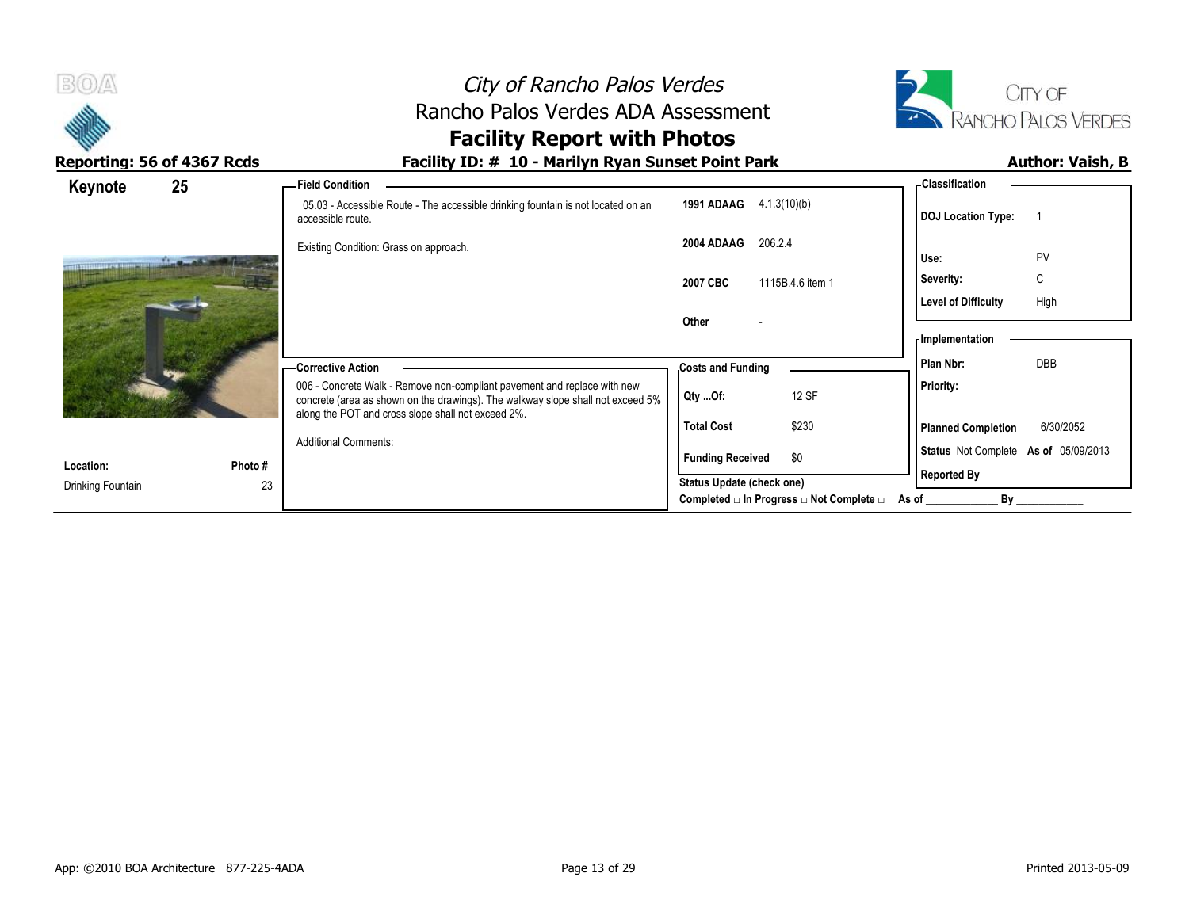# City of Rancho Palos Verdes
## Rancho Palos Verdes ADA Assessment
## Facility Report with Photos

**Reporting: 56 of 4367 Rcds**

**Facility ID: # 10 - Marilyn Ryan Sunset Point Park**

**Author: Vaish, B**

**Keynote 25**

**Location:** Drinking Fountain

**Photo #** 23

**Field Condition**

05.03 - Accessible Route - The accessible drinking fountain is not located on an accessible route.

Existing Condition: Grass on approach.

| Code | Reference |
|---|---|
| 1991 ADAAG | 4.1.3(10)(b) |
| 2004 ADAAG | 206.2.4 |
| 2007 CBC | 1115B.4.6 item 1 |
| Other | - |

**Classification**

| | |
|---|---|
| DOJ Location Type: | 1 |
| Use: | PV |
| Severity: | C |
| Level of Difficulty | High |

**Corrective Action**

006 - Concrete Walk - Remove non-compliant pavement and replace with new concrete (area as shown on the drawings). The walkway slope shall not exceed 5% along the POT and cross slope shall not exceed 2%.

Additional Comments:

**Costs and Funding**

| | |
|---|---|
| Qty ...Of: | 12 SF |
| Total Cost | $230 |
| Funding Received | $0 |

**Implementation**

| | |
|---|---|
| Plan Nbr: | DBB |
| Priority: | |
| Planned Completion | 6/30/2052 |
| Status | Not Complete As of 05/09/2013 |
| Reported By | |

Status Update (check one)

Completed □ In Progress □ Not Complete □ As of ____________ By ____________

App: ©2010 BOA Architecture 877-225-4ADA

Printed 2013-05-09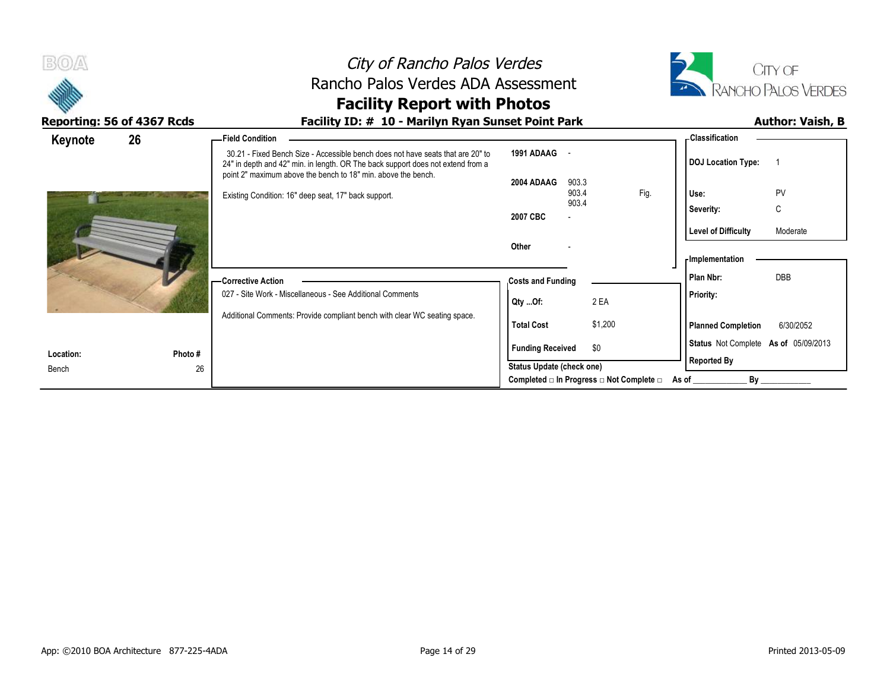# City of Rancho Palos Verdes
## Rancho Palos Verdes ADA Assessment
## Facility Report with Photos

**Reporting: 56 of 4367 Rcds**

**Facility ID: # 10 - Marilyn Ryan Sunset Point Park**

**Author: Vaish, B**

### Keynote 26

**Field Condition**

30.21 - Fixed Bench Size - Accessible bench does not have seats that are 20" to 24" in depth and 42" min. in length. OR The back support does not extend from a point 2" maximum above the bench to 18" min. above the bench.

Existing Condition: 16" deep seat, 17" back support.

| | | |
|---|---|---|
| **1991 ADAAG** | - | |
| **2004 ADAAG** | 903.3<br>903.4<br>903.4 | Fig. |
| **2007 CBC** | - | |
| **Other** | - | |

**Classification**

| | |
|---|---|
| **DOJ Location Type:** | 1 |
| **Use:** | PV |
| **Severity:** | C |
| **Level of Difficulty** | Moderate |

**Corrective Action**

027 - Site Work - Miscellaneous - See Additional Comments

Additional Comments: Provide compliant bench with clear WC seating space.

**Costs and Funding**

| | |
|---|---|
| **Qty ...Of:** | 2 EA |
| **Total Cost** | $1,200 |
| **Funding Received** | $0 |

**Implementation**

| | |
|---|---|
| **Plan Nbr:** | DBB |
| **Priority:** | |
| **Planned Completion** | 6/30/2052 |
| **Status** | Not Complete **As of** 05/09/2013 |
| **Reported By** | |

**Location:** Bench

**Photo #** 26

**Status Update (check one)**

**Completed** □ **In Progress** □ **Not Complete** □ **As of** ____________ **By** ____________

App: ©2010 BOA Architecture 877-225-4ADA

Printed 2013-05-09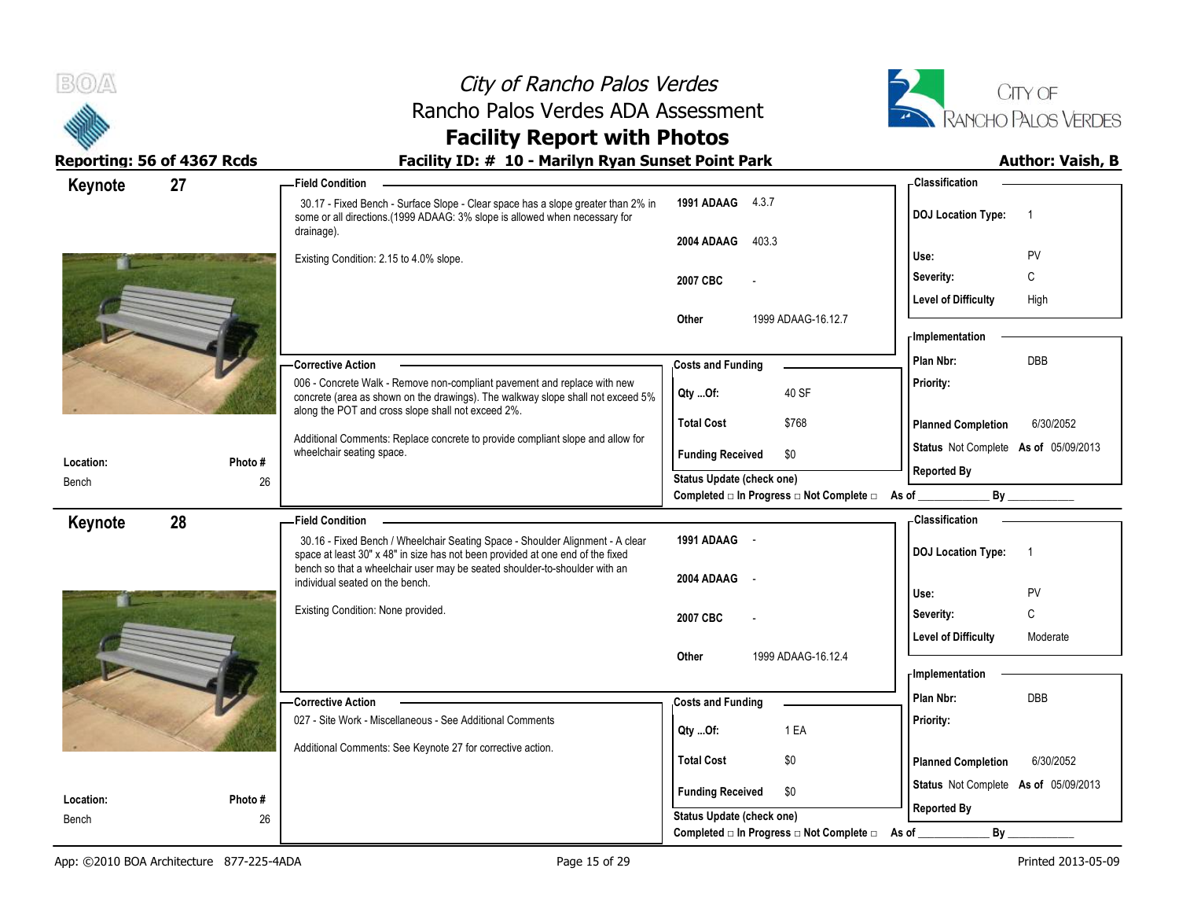# City of Rancho Palos Verdes
## Rancho Palos Verdes ADA Assessment
## Facility Report with Photos

**Reporting: 56 of 4367 Rcds**

**Facility ID: # 10 - Marilyn Ryan Sunset Point Park**

**Author: Vaish, B**

---

## Keynote 27

**Field Condition**

30.17 - Fixed Bench - Surface Slope - Clear space has a slope greater than 2% in some or all directions.(1999 ADAAG: 3% slope is allowed when necessary for drainage).

Existing Condition: 2.15 to 4.0% slope.

| | |
|---|---|
| **1991 ADAAG** | 4.3.7 |
| **2004 ADAAG** | 403.3 |
| **2007 CBC** | - |
| **Other** | 1999 ADAAG-16.12.7 |

**Classification**

| | |
|---|---|
| **DOJ Location Type:** | 1 |
| **Use:** | PV |
| **Severity:** | C |
| **Level of Difficulty** | High |

**Corrective Action**

006 - Concrete Walk - Remove non-compliant pavement and replace with new concrete (area as shown on the drawings). The walkway slope shall not exceed 5% along the POT and cross slope shall not exceed 2%.

Additional Comments: Replace concrete to provide compliant slope and allow for wheelchair seating space.

**Costs and Funding**

| | |
|---|---|
| **Qty ...Of:** | 40 SF |
| **Total Cost** | $768 |
| **Funding Received** | $0 |

**Implementation**

| | |
|---|---|
| **Plan Nbr:** | DBB |
| **Priority:** | |
| **Planned Completion** | 6/30/2052 |
| **Status** | Not Complete **As of** 05/09/2013 |
| **Reported By** | |

**Location:** Bench

**Photo #** 26

**Status Update (check one)**

Completed □ In Progress □ Not Complete □ As of ____________ By ____________

---

## Keynote 28

**Field Condition**

30.16 - Fixed Bench / Wheelchair Seating Space - Shoulder Alignment - A clear space at least 30" x 48" in size has not been provided at one end of the fixed bench so that a wheelchair user may be seated shoulder-to-shoulder with an individual seated on the bench.

Existing Condition: None provided.

| | |
|---|---|
| **1991 ADAAG** | - |
| **2004 ADAAG** | - |
| **2007 CBC** | - |
| **Other** | 1999 ADAAG-16.12.4 |

**Classification**

| | |
|---|---|
| **DOJ Location Type:** | 1 |
| **Use:** | PV |
| **Severity:** | C |
| **Level of Difficulty** | Moderate |

**Corrective Action**

027 - Site Work - Miscellaneous - See Additional Comments

Additional Comments: See Keynote 27 for corrective action.

**Costs and Funding**

| | |
|---|---|
| **Qty ...Of:** | 1 EA |
| **Total Cost** | $0 |
| **Funding Received** | $0 |

**Implementation**

| | |
|---|---|
| **Plan Nbr:** | DBB |
| **Priority:** | |
| **Planned Completion** | 6/30/2052 |
| **Status** | Not Complete **As of** 05/09/2013 |
| **Reported By** | |

**Location:** Bench

**Photo #** 26

**Status Update (check one)**

Completed □ In Progress □ Not Complete □ As of ____________ By ____________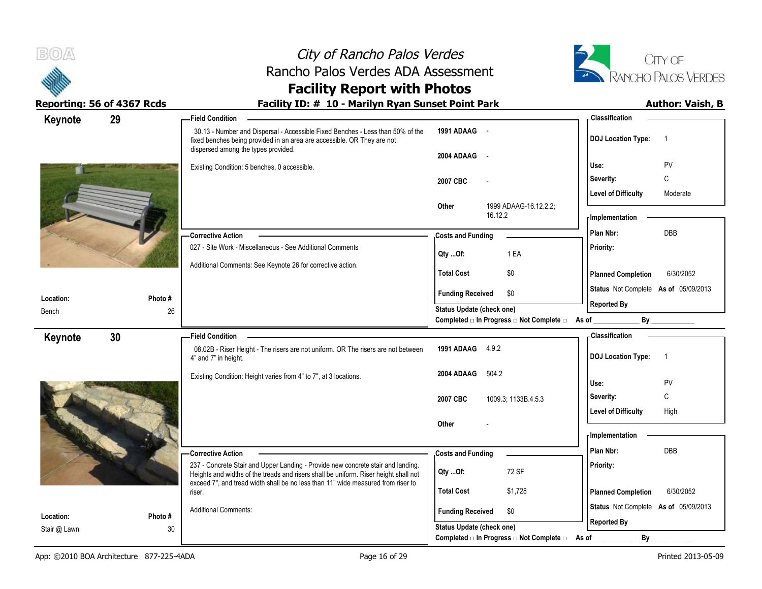# City of Rancho Palos Verdes
## Rancho Palos Verdes ADA Assessment
## Facility Report with Photos

**Reporting: 56 of 4367 Rcds**

**Facility ID: # 10 - Marilyn Ryan Sunset Point Park**

**Author: Vaish, B**

---

## Keynote 29

**Location:** Bench
**Photo #:** 26

**Field Condition**

30.13 - Number and Dispersal - Accessible Fixed Benches - Less than 50% of the fixed benches being provided in an area are accessible. OR They are not dispersed among the types provided.

Existing Condition: 5 benches, 0 accessible.

| | |
|---|---|
| 1991 ADAAG | - |
| 2004 ADAAG | - |
| 2007 CBC | - |
| Other | 1999 ADAAG-16.12.2.2; 16.12.2 |

**Classification**

| | |
|---|---|
| DOJ Location Type: | 1 |
| Use: | PV |
| Severity: | C |
| Level of Difficulty | Moderate |

**Corrective Action**

027 - Site Work - Miscellaneous - See Additional Comments

Additional Comments: See Keynote 26 for corrective action.

**Costs and Funding**

| | |
|---|---|
| Qty ...Of: | 1 EA |
| Total Cost | $0 |
| Funding Received | $0 |

Status Update (check one)
Completed □ In Progress □ Not Complete □ As of ____________ By ____________

**Implementation**

| | |
|---|---|
| Plan Nbr: | DBB |
| Priority: | |
| Planned Completion | 6/30/2052 |
| Status Not Complete | As of 05/09/2013 |
| Reported By | |

---

## Keynote 30

**Location:** Stair @ Lawn
**Photo #:** 30

**Field Condition**

08.02B - Riser Height - The risers are not uniform. OR The risers are not between 4" and 7" in height.

Existing Condition: Height varies from 4" to 7", at 3 locations.

| | |
|---|---|
| 1991 ADAAG | 4.9.2 |
| 2004 ADAAG | 504.2 |
| 2007 CBC | 1009.3; 1133B.4.5.3 |
| Other | - |

**Classification**

| | |
|---|---|
| DOJ Location Type: | 1 |
| Use: | PV |
| Severity: | C |
| Level of Difficulty | High |

**Corrective Action**

237 - Concrete Stair and Upper Landing - Provide new concrete stair and landing. Heights and widths of the treads and risers shall be uniform. Riser height shall not exceed 7", and tread width shall be no less than 11" wide measured from riser to riser.

Additional Comments:

**Costs and Funding**

| | |
|---|---|
| Qty ...Of: | 72 SF |
| Total Cost | $1,728 |
| Funding Received | $0 |

Status Update (check one)
Completed □ In Progress □ Not Complete □ As of ____________ By ____________

**Implementation**

| | |
|---|---|
| Plan Nbr: | DBB |
| Priority: | |
| Planned Completion | 6/30/2052 |
| Status Not Complete | As of 05/09/2013 |
| Reported By | |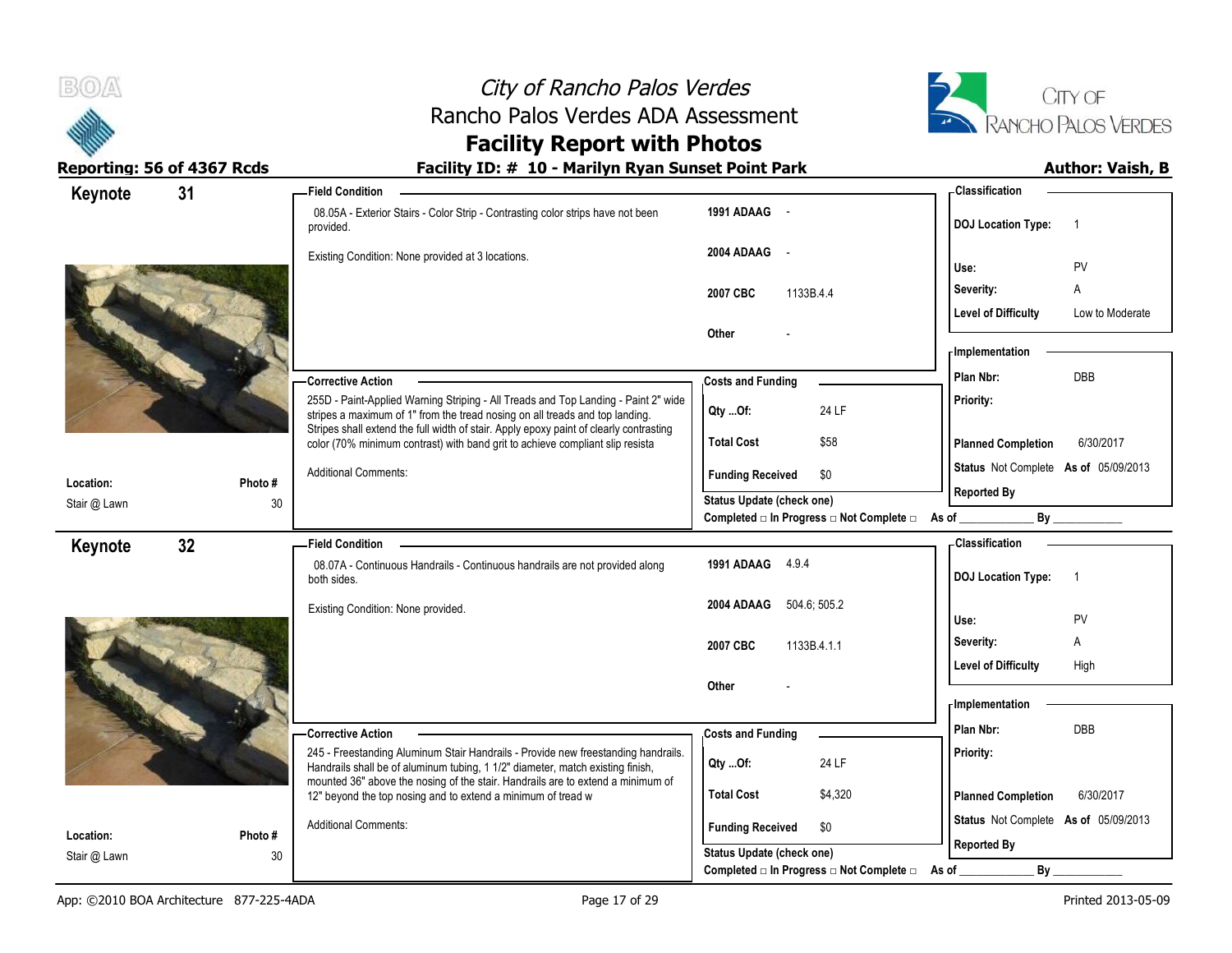# City of Rancho Palos Verdes
## Rancho Palos Verdes ADA Assessment
## Facility Report with Photos

**Reporting: 56 of 4367 Rcds** | **Facility ID: # 10 - Marilyn Ryan Sunset Point Park** | **Author: Vaish, B**

---

### Keynote 31

**Location:** Stair @ Lawn
**Photo #:** 30

**Field Condition**

08.05A - Exterior Stairs - Color Strip - Contrasting color strips have not been provided.

Existing Condition: None provided at 3 locations.

| Code | Reference |
|---|---|
| 1991 ADAAG | - |
| 2004 ADAAG | - |
| 2007 CBC | 1133B.4.4 |
| Other | - |

**Classification**

| | |
|---|---|
| DOJ Location Type: | 1 |
| Use: | PV |
| Severity: | A |
| Level of Difficulty | Low to Moderate |

**Corrective Action**

255D - Paint-Applied Warning Striping - All Treads and Top Landing - Paint 2" wide stripes a maximum of 1" from the tread nosing on all treads and top landing. Stripes shall extend the full width of stair. Apply epoxy paint of clearly contrasting color (70% minimum contrast) with band grit to achieve compliant slip resista

Additional Comments:

**Costs and Funding**

| | |
|---|---|
| Qty ...Of: | 24 LF |
| Total Cost | $58 |
| Funding Received | $0 |

Status Update (check one)
Completed □ In Progress □ Not Complete □ As of ____________ By ____________

**Implementation**

| | |
|---|---|
| Plan Nbr: | DBB |
| Priority: | |
| Planned Completion | 6/30/2017 |
| Status | Not Complete As of 05/09/2013 |
| Reported By | |

---

### Keynote 32

**Location:** Stair @ Lawn
**Photo #:** 30

**Field Condition**

08.07A - Continuous Handrails - Continuous handrails are not provided along both sides.

Existing Condition: None provided.

| Code | Reference |
|---|---|
| 1991 ADAAG | 4.9.4 |
| 2004 ADAAG | 504.6; 505.2 |
| 2007 CBC | 1133B.4.1.1 |
| Other | - |

**Classification**

| | |
|---|---|
| DOJ Location Type: | 1 |
| Use: | PV |
| Severity: | A |
| Level of Difficulty | High |

**Corrective Action**

245 - Freestanding Aluminum Stair Handrails - Provide new freestanding handrails. Handrails shall be of aluminum tubing, 1 1/2" diameter, match existing finish, mounted 36" above the nosing of the stair. Handrails are to extend a minimum of 12" beyond the top nosing and to extend a minimum of tread w

Additional Comments:

**Costs and Funding**

| | |
|---|---|
| Qty ...Of: | 24 LF |
| Total Cost | $4,320 |
| Funding Received | $0 |

Status Update (check one)
Completed □ In Progress □ Not Complete □ As of ____________ By ____________

**Implementation**

| | |
|---|---|
| Plan Nbr: | DBB |
| Priority: | |
| Planned Completion | 6/30/2017 |
| Status | Not Complete As of 05/09/2013 |
| Reported By | |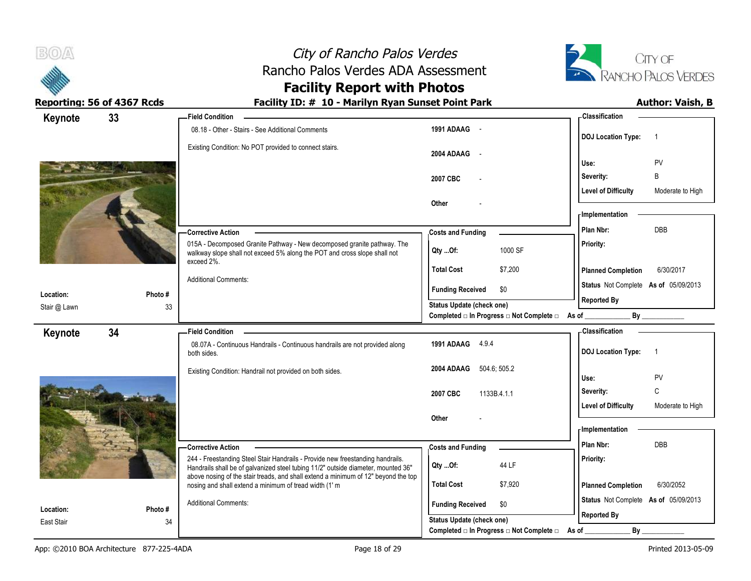# City of Rancho Palos Verdes
## Rancho Palos Verdes ADA Assessment
## Facility Report with Photos

**Reporting: 56 of 4367 Rcds** | **Facility ID: # 10 - Marilyn Ryan Sunset Point Park** | **Author: Vaish, B**

---

### Keynote 33

**Location:** Stair @ Lawn
**Photo #** 33

**Field Condition**

08.18 - Other - Stairs - See Additional Comments

Existing Condition: No POT provided to connect stairs.

| | |
|---|---|
| 1991 ADAAG | - |
| 2004 ADAAG | - |
| 2007 CBC | - |
| Other | - |

**Classification**

| | |
|---|---|
| DOJ Location Type: | 1 |
| Use: | PV |
| Severity: | B |
| Level of Difficulty | Moderate to High |

**Corrective Action**

015A - Decomposed Granite Pathway - New decomposed granite pathway. The walkway slope shall not exceed 5% along the POT and cross slope shall not exceed 2%.

Additional Comments:

**Costs and Funding**

| | |
|---|---|
| Qty ...Of: | 1000 SF |
| Total Cost | $7,200 |
| Funding Received | $0 |

Status Update (check one)
Completed □ In Progress □ Not Complete □ As of ____________ By ____________

**Implementation**

| | |
|---|---|
| Plan Nbr: | DBB |
| Priority: | |
| Planned Completion | 6/30/2017 |
| Status | Not Complete As of 05/09/2013 |
| Reported By | |

---

### Keynote 34

**Location:** East Stair
**Photo #** 34

**Field Condition**

08.07A - Continuous Handrails - Continuous handrails are not provided along both sides.

Existing Condition: Handrail not provided on both sides.

| | |
|---|---|
| 1991 ADAAG | 4.9.4 |
| 2004 ADAAG | 504.6; 505.2 |
| 2007 CBC | 1133B.4.1.1 |
| Other | - |

**Classification**

| | |
|---|---|
| DOJ Location Type: | 1 |
| Use: | PV |
| Severity: | C |
| Level of Difficulty | Moderate to High |

**Corrective Action**

244 - Freestanding Steel Stair Handrails - Provide new freestanding handrails. Handrails shall be of galvanized steel tubing 11/2" outside diameter, mounted 36" above nosing of the stair treads, and shall extend a minimum of 12" beyond the top nosing and shall extend a minimum of tread width (1' m

Additional Comments:

**Costs and Funding**

| | |
|---|---|
| Qty ...Of: | 44 LF |
| Total Cost | $7,920 |
| Funding Received | $0 |

Status Update (check one)
Completed □ In Progress □ Not Complete □ As of ____________ By ____________

**Implementation**

| | |
|---|---|
| Plan Nbr: | DBB |
| Priority: | |
| Planned Completion | 6/30/2052 |
| Status | Not Complete As of 05/09/2013 |
| Reported By | |

App: ©2010 BOA Architecture 877-225-4ADA | Printed 2013-05-09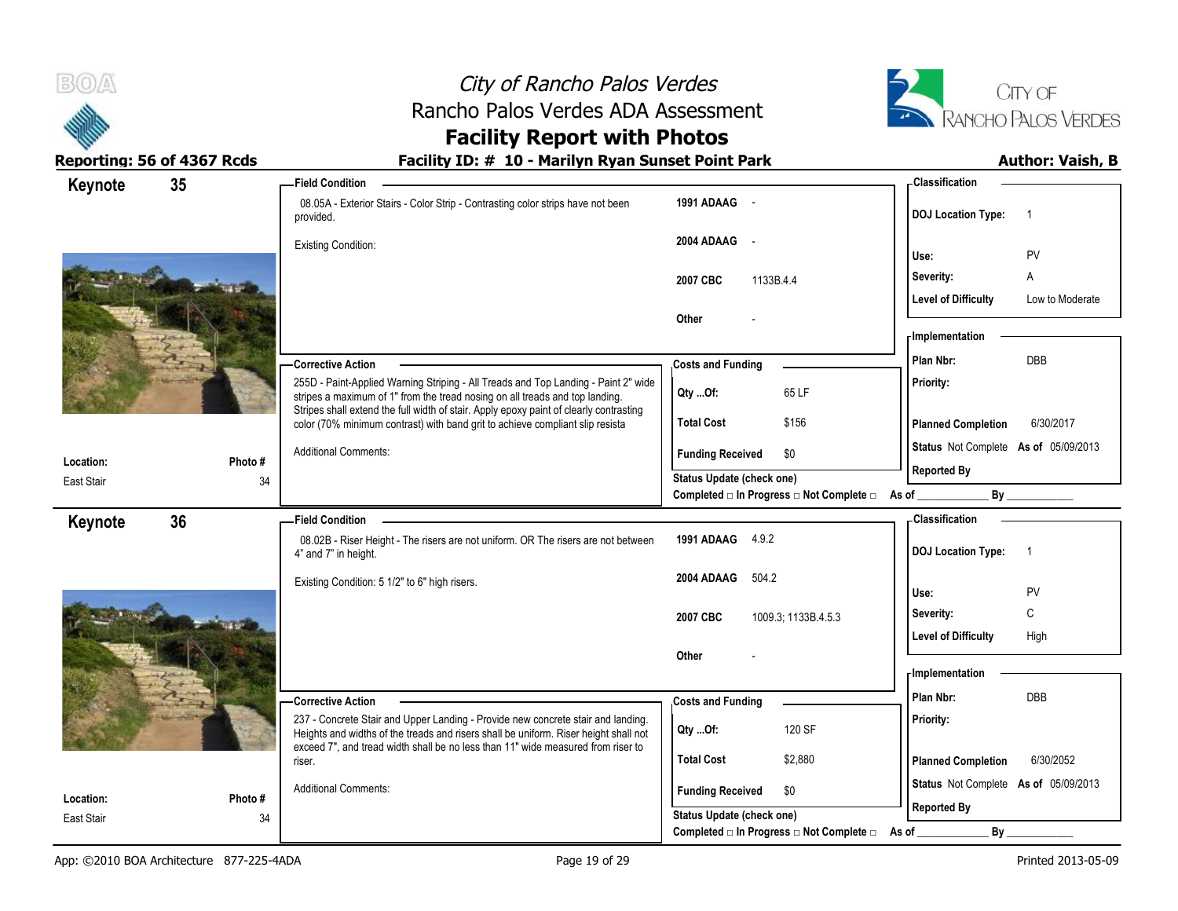# City of Rancho Palos Verdes
## Rancho Palos Verdes ADA Assessment
## Facility Report with Photos

**Reporting: 56 of 4367 Rcds** | **Facility ID: # 10 - Marilyn Ryan Sunset Point Park** | **Author: Vaish, B**

---

### Keynote 35

**Location:** East Stair
**Photo #:** 34

**Field Condition**

08.05A - Exterior Stairs - Color Strip - Contrasting color strips have not been provided.

Existing Condition:

| | |
|---|---|
| 1991 ADAAG | - |
| 2004 ADAAG | - |
| 2007 CBC | 1133B.4.4 |
| Other | - |

**Corrective Action**

255D - Paint-Applied Warning Striping - All Treads and Top Landing - Paint 2" wide stripes a maximum of 1" from the tread nosing on all treads and top landing. Stripes shall extend the full width of stair. Apply epoxy paint of clearly contrasting color (70% minimum contrast) with band grit to achieve compliant slip resista

Additional Comments:

**Costs and Funding**

| | |
|---|---|
| Qty ...Of: | 65 LF |
| Total Cost | $156 |
| Funding Received | $0 |

Status Update (check one)
Completed □ In Progress □ Not Complete □ As of ____________ By ____________

**Classification**

| | |
|---|---|
| DOJ Location Type: | 1 |
| Use: | PV |
| Severity: | A |
| Level of Difficulty | Low to Moderate |

**Implementation**

| | |
|---|---|
| Plan Nbr: | DBB |
| Priority: | |
| Planned Completion | 6/30/2017 |
| Status | Not Complete As of 05/09/2013 |
| Reported By | |

---

### Keynote 36

**Location:** East Stair
**Photo #:** 34

**Field Condition**

08.02B - Riser Height - The risers are not uniform. OR The risers are not between 4" and 7" in height.

Existing Condition: 5 1/2" to 6" high risers.

| | |
|---|---|
| 1991 ADAAG | 4.9.2 |
| 2004 ADAAG | 504.2 |
| 2007 CBC | 1009.3; 1133B.4.5.3 |
| Other | - |

**Corrective Action**

237 - Concrete Stair and Upper Landing - Provide new concrete stair and landing. Heights and widths of the treads and risers shall be uniform. Riser height shall not exceed 7", and tread width shall be no less than 11" wide measured from riser to riser.

Additional Comments:

**Costs and Funding**

| | |
|---|---|
| Qty ...Of: | 120 SF |
| Total Cost | $2,880 |
| Funding Received | $0 |

Status Update (check one)
Completed □ In Progress □ Not Complete □ As of ____________ By ____________

**Classification**

| | |
|---|---|
| DOJ Location Type: | 1 |
| Use: | PV |
| Severity: | C |
| Level of Difficulty | High |

**Implementation**

| | |
|---|---|
| Plan Nbr: | DBB |
| Priority: | |
| Planned Completion | 6/30/2052 |
| Status | Not Complete As of 05/09/2013 |
| Reported By | |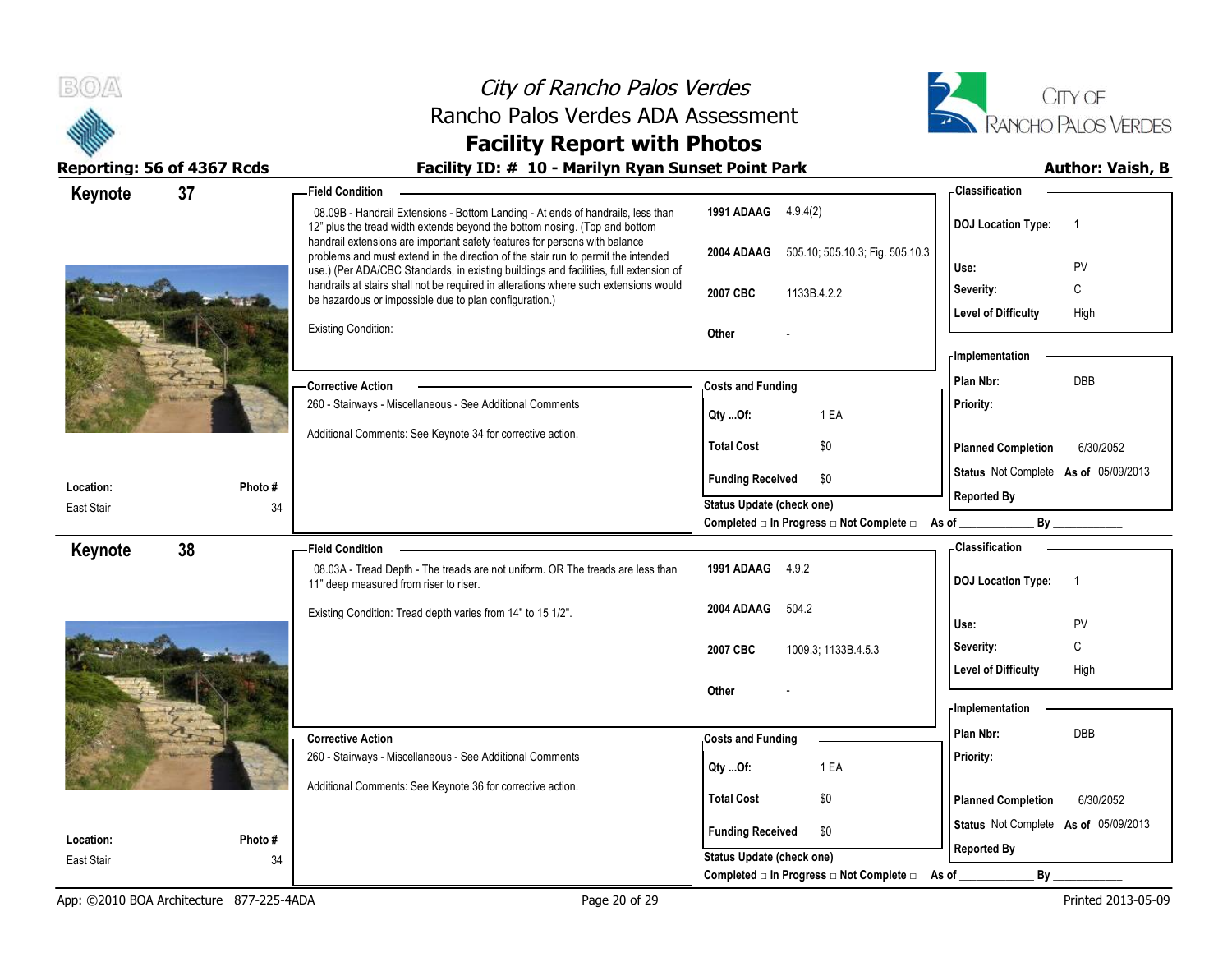# City of Rancho Palos Verdes
## Rancho Palos Verdes ADA Assessment
## Facility Report with Photos

**Reporting: 56 of 4367 Rcds** | **Facility ID: # 10 - Marilyn Ryan Sunset Point Park** | **Author: Vaish, B**

---

### Keynote 37

**Field Condition**

08.09B - Handrail Extensions - Bottom Landing - At ends of handrails, less than 12" plus the tread width extends beyond the bottom nosing. (Top and bottom handrail extensions are important safety features for persons with balance problems and must extend in the direction of the stair run to permit the intended use.) (Per ADA/CBC Standards, in existing buildings and facilities, full extension of handrails at stairs shall not be required in alterations where such extensions would be hazardous or impossible due to plan configuration.)

Existing Condition:

| Code | Reference |
|---|---|
| 1991 ADAAG | 4.9.4(2) |
| 2004 ADAAG | 505.10; 505.10.3; Fig. 505.10.3 |
| 2007 CBC | 1133B.4.2.2 |
| Other | - |

**Classification**

| | |
|---|---|
| DOJ Location Type: | 1 |
| Use: | PV |
| Severity: | C |
| Level of Difficulty | High |

**Corrective Action**

260 - Stairways - Miscellaneous - See Additional Comments

Additional Comments: See Keynote 34 for corrective action.

**Costs and Funding**

| | |
|---|---|
| Qty ...Of: | 1 EA |
| Total Cost | $0 |
| Funding Received | $0 |

**Implementation**

| | |
|---|---|
| Plan Nbr: | DBB |
| Priority: | |
| Planned Completion | 6/30/2052 |
| Status | Not Complete As of 05/09/2013 |
| Reported By | |

Location: East Stair | Photo # 34

Status Update (check one)
Completed □ In Progress □ Not Complete □ As of ____________ By ____________

---

### Keynote 38

**Field Condition**

08.03A - Tread Depth - The treads are not uniform. OR The treads are less than 11" deep measured from riser to riser.

Existing Condition: Tread depth varies from 14" to 15 1/2".

| Code | Reference |
|---|---|
| 1991 ADAAG | 4.9.2 |
| 2004 ADAAG | 504.2 |
| 2007 CBC | 1009.3; 1133B.4.5.3 |
| Other | - |

**Classification**

| | |
|---|---|
| DOJ Location Type: | 1 |
| Use: | PV |
| Severity: | C |
| Level of Difficulty | High |

**Corrective Action**

260 - Stairways - Miscellaneous - See Additional Comments

Additional Comments: See Keynote 36 for corrective action.

**Costs and Funding**

| | |
|---|---|
| Qty ...Of: | 1 EA |
| Total Cost | $0 |
| Funding Received | $0 |

**Implementation**

| | |
|---|---|
| Plan Nbr: | DBB |
| Priority: | |
| Planned Completion | 6/30/2052 |
| Status | Not Complete As of 05/09/2013 |
| Reported By | |

Location: East Stair | Photo # 34

Status Update (check one)
Completed □ In Progress □ Not Complete □ As of ____________ By ____________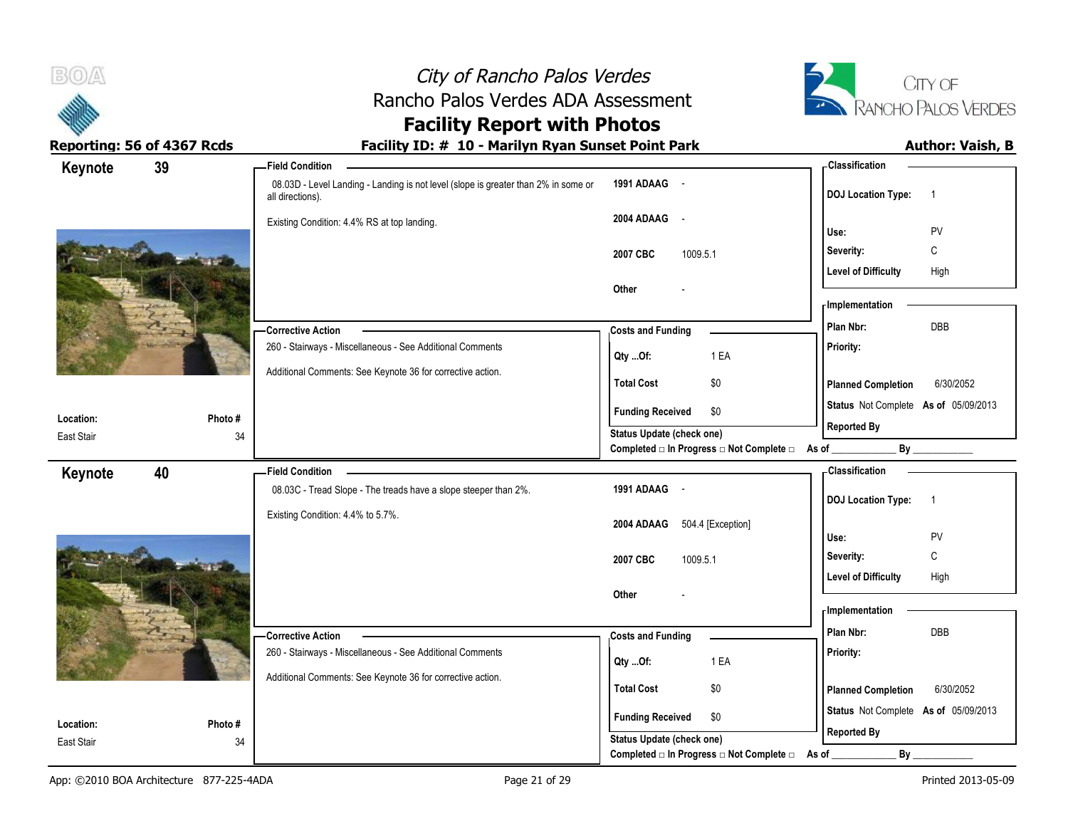## Facility ID: # 10 - Marilyn Ryan Sunset Point Park

Reporting: 56 of 4367 Rcds

Author: Vaish, B

### Keynote 39

**Field Condition**

08.03D - Level Landing - Landing is not level (slope is greater than 2% in some or all directions).

Existing Condition: 4.4% RS at top landing.

| | |
|---|---|
| **1991 ADAAG** | - |
| **2004 ADAAG** | - |
| **2007 CBC** | 1009.5.1 |
| **Other** | - |

**Classification**

| | |
|---|---|
| **DOJ Location Type:** | 1 |
| **Use:** | PV |
| **Severity:** | C |
| **Level of Difficulty** | High |

**Corrective Action**

260 - Stairways - Miscellaneous - See Additional Comments

Additional Comments: See Keynote 36 for corrective action.

**Costs and Funding**

| | |
|---|---|
| **Qty ...Of:** | 1 EA |
| **Total Cost** | $0 |
| **Funding Received** | $0 |

**Implementation**

| | |
|---|---|
| **Plan Nbr:** | DBB |
| **Priority:** | |
| **Planned Completion** | 6/30/2052 |
| **Status** Not Complete | **As of** 05/09/2013 |
| **Reported By** | |

**Location:** East Stair

**Photo #** 34

Status Update (check one)

Completed □ In Progress □ Not Complete □ As of ____________ By ____________

### Keynote 40

**Field Condition**

08.03C - Tread Slope - The treads have a slope steeper than 2%.

Existing Condition: 4.4% to 5.7%.

| | |
|---|---|
| **1991 ADAAG** | - |
| **2004 ADAAG** | 504.4 [Exception] |
| **2007 CBC** | 1009.5.1 |
| **Other** | - |

**Classification**

| | |
|---|---|
| **DOJ Location Type:** | 1 |
| **Use:** | PV |
| **Severity:** | C |
| **Level of Difficulty** | High |

**Corrective Action**

260 - Stairways - Miscellaneous - See Additional Comments

Additional Comments: See Keynote 36 for corrective action.

**Costs and Funding**

| | |
|---|---|
| **Qty ...Of:** | 1 EA |
| **Total Cost** | $0 |
| **Funding Received** | $0 |

**Implementation**

| | |
|---|---|
| **Plan Nbr:** | DBB |
| **Priority:** | |
| **Planned Completion** | 6/30/2052 |
| **Status** Not Complete | **As of** 05/09/2013 |
| **Reported By** | |

**Location:** East Stair

**Photo #** 34

Status Update (check one)

Completed □ In Progress □ Not Complete □ As of ____________ By ____________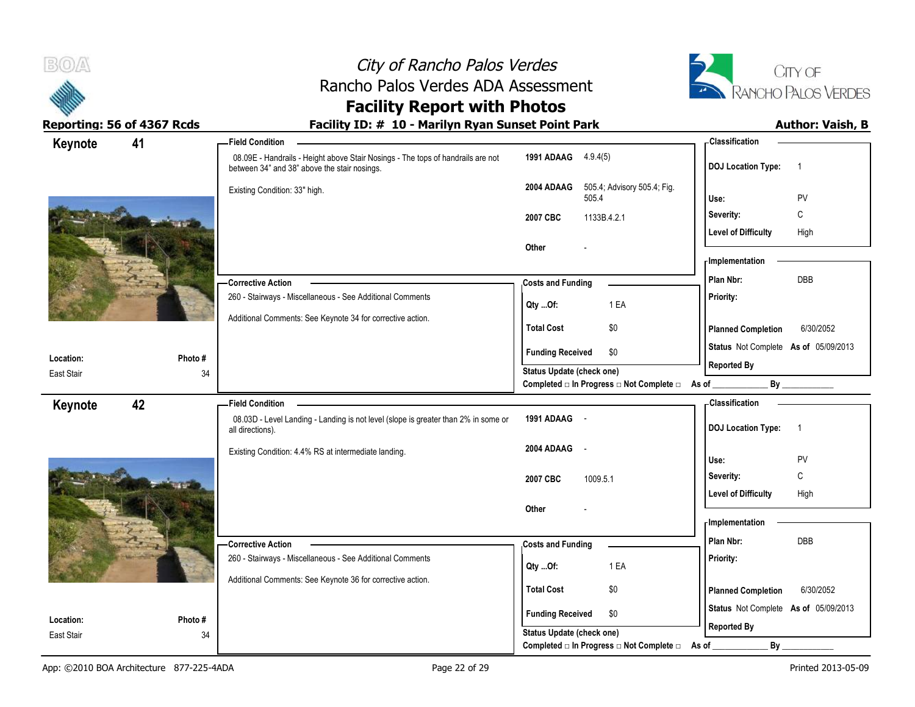# City of Rancho Palos Verdes
## Rancho Palos Verdes ADA Assessment
## Facility Report with Photos

**Reporting: 56 of 4367 Rcds** | **Facility ID: # 10 - Marilyn Ryan Sunset Point Park** | **Author: Vaish, B**

---

## Keynote 41

**Location:** East Stair
**Photo #:** 34

**Field Condition**

08.09E - Handrails - Height above Stair Nosings - The tops of handrails are not between 34" and 38" above the stair nosings.

Existing Condition: 33" high.

| | |
|---|---|
| **1991 ADAAG** | 4.9.4(5) |
| **2004 ADAAG** | 505.4; Advisory 505.4; Fig. 505.4 |
| **2007 CBC** | 1133B.4.2.1 |
| **Other** | - |

**Classification**

| | |
|---|---|
| **DOJ Location Type:** | 1 |
| **Use:** | PV |
| **Severity:** | C |
| **Level of Difficulty** | High |

**Corrective Action**

260 - Stairways - Miscellaneous - See Additional Comments

Additional Comments: See Keynote 34 for corrective action.

**Costs and Funding**

| | |
|---|---|
| **Qty ...Of:** | 1 EA |
| **Total Cost** | $0 |
| **Funding Received** | $0 |

**Status Update (check one)**
Completed □ In Progress □ Not Complete □ As of ____________ By ____________

**Implementation**

| | |
|---|---|
| **Plan Nbr:** | DBB |
| **Priority:** | |
| **Planned Completion** | 6/30/2052 |
| **Status** | Not Complete **As of** 05/09/2013 |
| **Reported By** | |

---

## Keynote 42

**Location:** East Stair
**Photo #:** 34

**Field Condition**

08.03D - Level Landing - Landing is not level (slope is greater than 2% in some or all directions).

Existing Condition: 4.4% RS at intermediate landing.

| | |
|---|---|
| **1991 ADAAG** | - |
| **2004 ADAAG** | - |
| **2007 CBC** | 1009.5.1 |
| **Other** | - |

**Classification**

| | |
|---|---|
| **DOJ Location Type:** | 1 |
| **Use:** | PV |
| **Severity:** | C |
| **Level of Difficulty** | High |

**Corrective Action**

260 - Stairways - Miscellaneous - See Additional Comments

Additional Comments: See Keynote 36 for corrective action.

**Costs and Funding**

| | |
|---|---|
| **Qty ...Of:** | 1 EA |
| **Total Cost** | $0 |
| **Funding Received** | $0 |

**Status Update (check one)**
Completed □ In Progress □ Not Complete □ As of ____________ By ____________

**Implementation**

| | |
|---|---|
| **Plan Nbr:** | DBB |
| **Priority:** | |
| **Planned Completion** | 6/30/2052 |
| **Status** | Not Complete **As of** 05/09/2013 |
| **Reported By** | |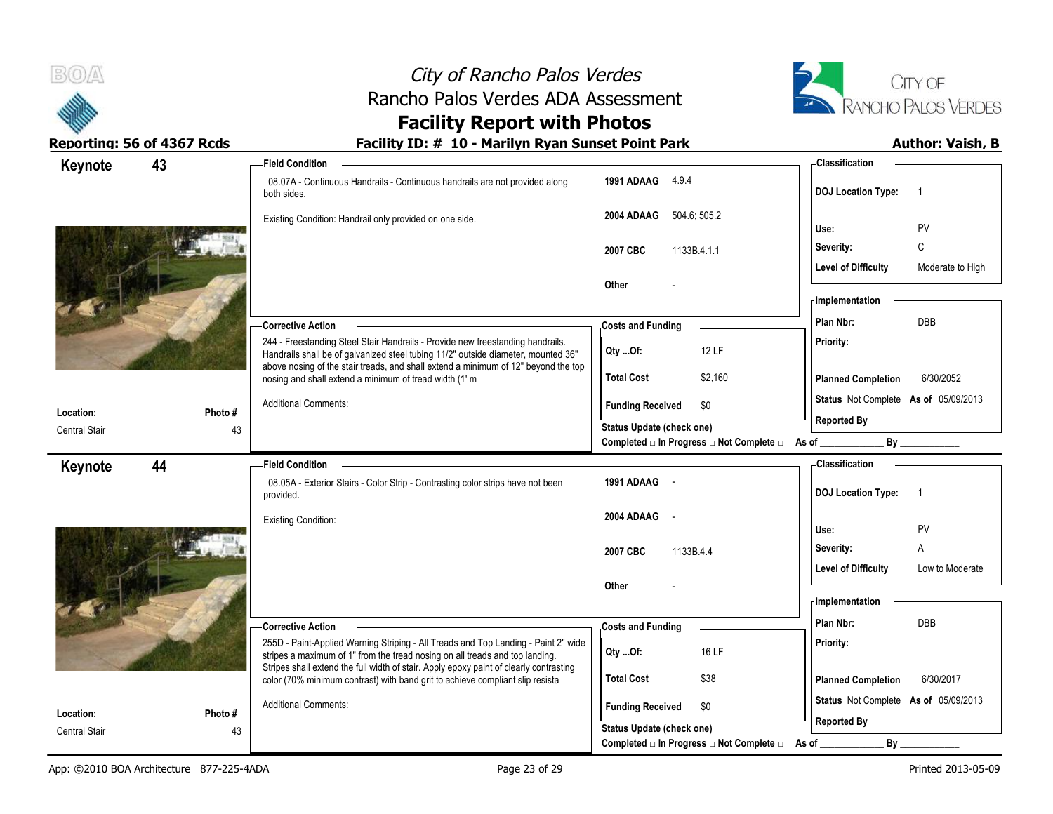# City of Rancho Palos Verdes
## Rancho Palos Verdes ADA Assessment
## Facility Report with Photos

**Reporting: 56 of 4367 Rcds** | **Facility ID: # 10 - Marilyn Ryan Sunset Point Park** | **Author: Vaish, B**

---

### Keynote 43

**Location:** Central Stair
**Photo #:** 43

**Field Condition**

08.07A - Continuous Handrails - Continuous handrails are not provided along both sides.

Existing Condition: Handrail only provided on one side.

| | |
|---|---|
| **1991 ADAAG** | 4.9.4 |
| **2004 ADAAG** | 504.6; 505.2 |
| **2007 CBC** | 1133B.4.1.1 |
| **Other** | - |

**Classification**

| | |
|---|---|
| **DOJ Location Type:** | 1 |
| **Use:** | PV |
| **Severity:** | C |
| **Level of Difficulty** | Moderate to High |

**Corrective Action**

244 - Freestanding Steel Stair Handrails - Provide new freestanding handrails. Handrails shall be of galvanized steel tubing 11/2" outside diameter, mounted 36" above nosing of the stair treads, and shall extend a minimum of 12" beyond the top nosing and shall extend a minimum of tread width (1' m

Additional Comments:

**Costs and Funding**

| | |
|---|---|
| **Qty ...Of:** | 12 LF |
| **Total Cost** | $2,160 |
| **Funding Received** | $0 |

**Implementation**

| | |
|---|---|
| **Plan Nbr:** | DBB |
| **Priority:** | |
| **Planned Completion** | 6/30/2052 |
| **Status** | Not Complete **As of** 05/09/2013 |
| **Reported By** | |

Status Update (check one)
Completed □ In Progress □ Not Complete □ As of ____________ By ____________

---

### Keynote 44

**Location:** Central Stair
**Photo #:** 43

**Field Condition**

08.05A - Exterior Stairs - Color Strip - Contrasting color strips have not been provided.

Existing Condition:

| | |
|---|---|
| **1991 ADAAG** | - |
| **2004 ADAAG** | - |
| **2007 CBC** | 1133B.4.4 |
| **Other** | - |

**Classification**

| | |
|---|---|
| **DOJ Location Type:** | 1 |
| **Use:** | PV |
| **Severity:** | A |
| **Level of Difficulty** | Low to Moderate |

**Corrective Action**

255D - Paint-Applied Warning Striping - All Treads and Top Landing - Paint 2" wide stripes a maximum of 1" from the tread nosing on all treads and top landing. Stripes shall extend the full width of stair. Apply epoxy paint of clearly contrasting color (70% minimum contrast) with band grit to achieve compliant slip resista

Additional Comments:

**Costs and Funding**

| | |
|---|---|
| **Qty ...Of:** | 16 LF |
| **Total Cost** | $38 |
| **Funding Received** | $0 |

**Implementation**

| | |
|---|---|
| **Plan Nbr:** | DBB |
| **Priority:** | |
| **Planned Completion** | 6/30/2017 |
| **Status** | Not Complete **As of** 05/09/2013 |
| **Reported By** | |

Status Update (check one)
Completed □ In Progress □ Not Complete □ As of ____________ By ____________

---

App: ©2010 BOA Architecture 877-225-4ADA | Printed 2013-05-09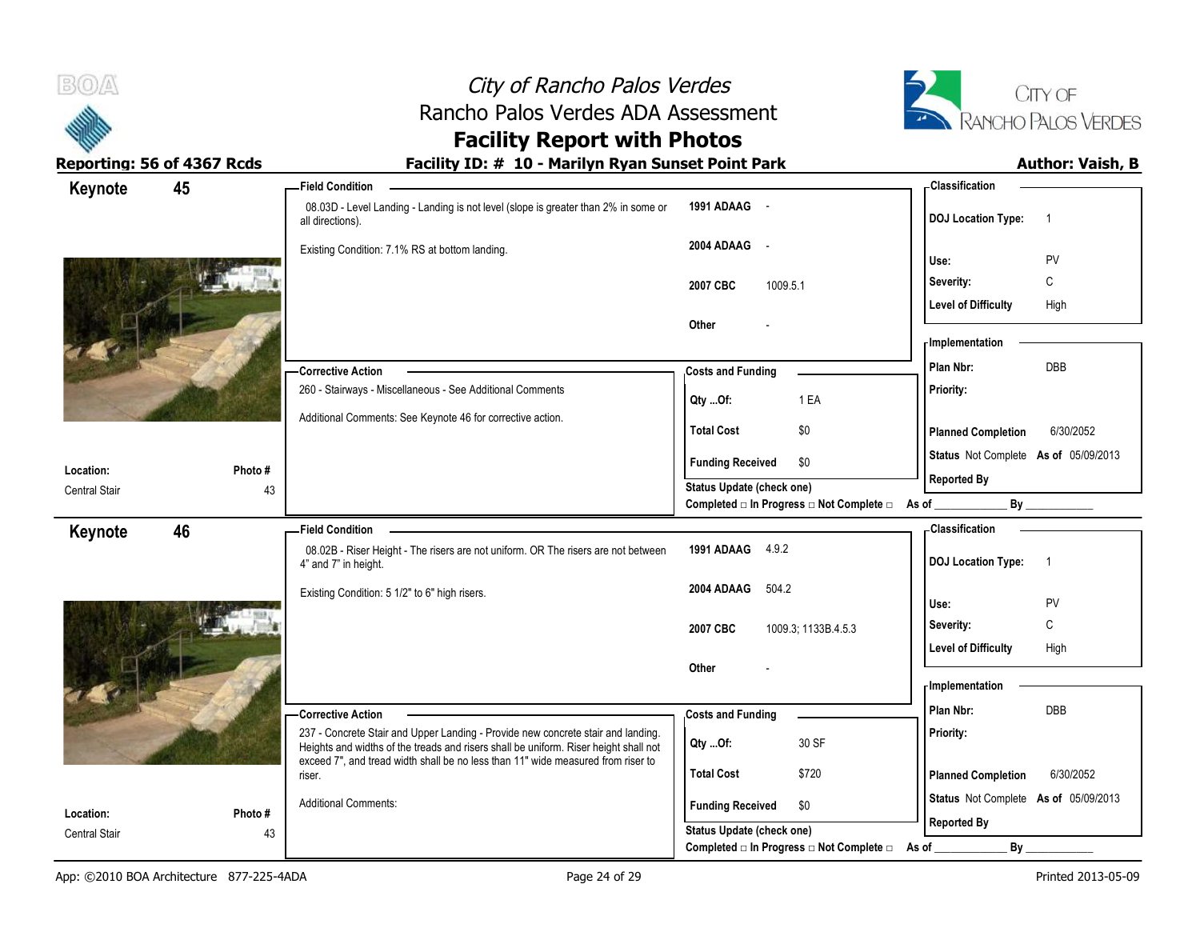# City of Rancho Palos Verdes
## Rancho Palos Verdes ADA Assessment
## Facility Report with Photos

**Reporting: 56 of 4367 Rcds** | **Facility ID: # 10 - Marilyn Ryan Sunset Point Park** | **Author: Vaish, B**

---

## Keynote 45

**Location:** Central Stair
**Photo #:** 43

### Field Condition

08.03D - Level Landing - Landing is not level (slope is greater than 2% in some or all directions).

Existing Condition: 7.1% RS at bottom landing.

| Code | Reference |
|---|---|
| 1991 ADAAG | - |
| 2004 ADAAG | - |
| 2007 CBC | 1009.5.1 |
| Other | - |

### Classification

| | |
|---|---|
| DOJ Location Type: | 1 |
| Use: | PV |
| Severity: | C |
| Level of Difficulty | High |

### Corrective Action

260 - Stairways - Miscellaneous - See Additional Comments

Additional Comments: See Keynote 46 for corrective action.

### Costs and Funding

| | |
|---|---|
| Qty ...Of: | 1 EA |
| Total Cost | $0 |
| Funding Received | $0 |

Status Update (check one)
Completed □ In Progress □ Not Complete □ As of ____________ By ____________

### Implementation

| | |
|---|---|
| Plan Nbr: | DBB |
| Priority: | |
| Planned Completion | 6/30/2052 |
| Status | Not Complete As of 05/09/2013 |
| Reported By | |

---

## Keynote 46

**Location:** Central Stair
**Photo #:** 43

### Field Condition

08.02B - Riser Height - The risers are not uniform. OR The risers are not between 4" and 7" in height.

Existing Condition: 5 1/2" to 6" high risers.

| Code | Reference |
|---|---|
| 1991 ADAAG | 4.9.2 |
| 2004 ADAAG | 504.2 |
| 2007 CBC | 1009.3; 1133B.4.5.3 |
| Other | - |

### Classification

| | |
|---|---|
| DOJ Location Type: | 1 |
| Use: | PV |
| Severity: | C |
| Level of Difficulty | High |

### Corrective Action

237 - Concrete Stair and Upper Landing - Provide new concrete stair and landing. Heights and widths of the treads and risers shall be uniform. Riser height shall not exceed 7", and tread width shall be no less than 11" wide measured from riser to riser.

Additional Comments:

### Costs and Funding

| | |
|---|---|
| Qty ...Of: | 30 SF |
| Total Cost | $720 |
| Funding Received | $0 |

Status Update (check one)
Completed □ In Progress □ Not Complete □ As of ____________ By ____________

### Implementation

| | |
|---|---|
| Plan Nbr: | DBB |
| Priority: | |
| Planned Completion | 6/30/2052 |
| Status | Not Complete As of 05/09/2013 |
| Reported By | |

---

App: ©2010 BOA Architecture 877-225-4ADA | Printed 2013-05-09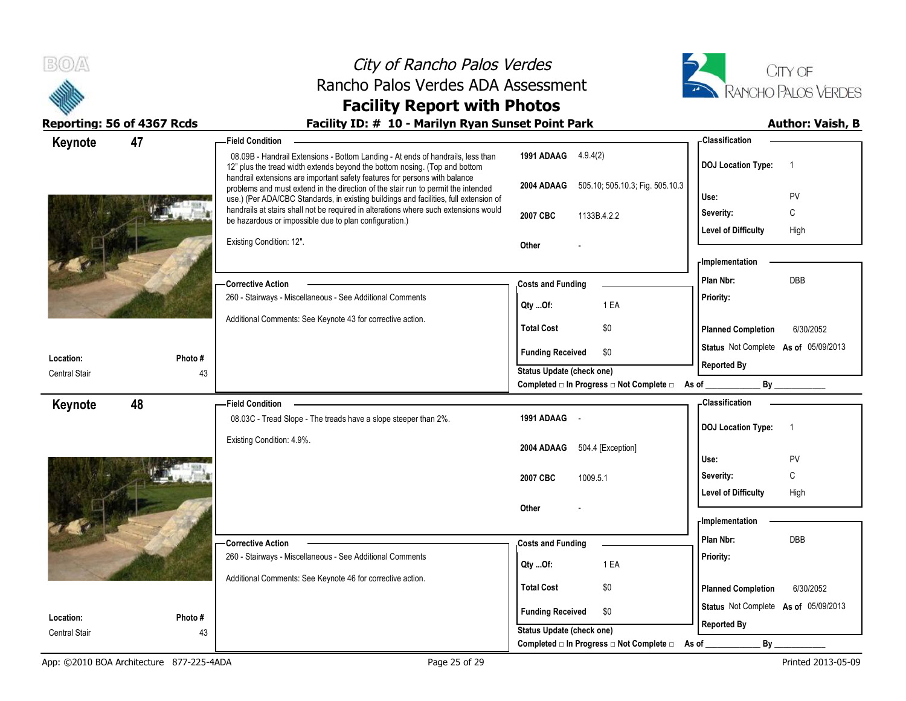# City of Rancho Palos Verdes
## Rancho Palos Verdes ADA Assessment
## Facility Report with Photos

**Reporting: 56 of 4367 Rcds** — **Facility ID: # 10 - Marilyn Ryan Sunset Point Park** — **Author: Vaish, B**

---

## Keynote 47

**Location:** Central Stair
**Photo #:** 43

**Field Condition**

08.09B - Handrail Extensions - Bottom Landing - At ends of handrails, less than 12" plus the tread width extends beyond the bottom nosing. (Top and bottom handrail extensions are important safety features for persons with balance problems and must extend in the direction of the stair run to permit the intended use.) (Per ADA/CBC Standards, in existing buildings and facilities, full extension of handrails at stairs shall not be required in alterations where such extensions would be hazardous or impossible due to plan configuration.)

Existing Condition: 12".

| | |
|---|---|
| 1991 ADAAG | 4.9.4(2) |
| 2004 ADAAG | 505.10; 505.10.3; Fig. 505.10.3 |
| 2007 CBC | 1133B.4.2.2 |
| Other | - |

**Classification**

| | |
|---|---|
| DOJ Location Type: | 1 |
| Use: | PV |
| Severity: | C |
| Level of Difficulty | High |

**Corrective Action**

260 - Stairways - Miscellaneous - See Additional Comments

Additional Comments: See Keynote 43 for corrective action.

**Costs and Funding**

| | |
|---|---|
| Qty ...Of: | 1 EA |
| Total Cost | $0 |
| Funding Received | $0 |

Status Update (check one)
Completed □ In Progress □ Not Complete □ As of ____________ By ____________

**Implementation**

| | |
|---|---|
| Plan Nbr: | DBB |
| Priority: | |
| Planned Completion | 6/30/2052 |
| Status | Not Complete As of 05/09/2013 |
| Reported By | |

---

## Keynote 48

**Location:** Central Stair
**Photo #:** 43

**Field Condition**

08.03C - Tread Slope - The treads have a slope steeper than 2%.

Existing Condition: 4.9%.

| | |
|---|---|
| 1991 ADAAG | - |
| 2004 ADAAG | 504.4 [Exception] |
| 2007 CBC | 1009.5.1 |
| Other | - |

**Classification**

| | |
|---|---|
| DOJ Location Type: | 1 |
| Use: | PV |
| Severity: | C |
| Level of Difficulty | High |

**Corrective Action**

260 - Stairways - Miscellaneous - See Additional Comments

Additional Comments: See Keynote 46 for corrective action.

**Costs and Funding**

| | |
|---|---|
| Qty ...Of: | 1 EA |
| Total Cost | $0 |
| Funding Received | $0 |

Status Update (check one)
Completed □ In Progress □ Not Complete □ As of ____________ By ____________

**Implementation**

| | |
|---|---|
| Plan Nbr: | DBB |
| Priority: | |
| Planned Completion | 6/30/2052 |
| Status | Not Complete As of 05/09/2013 |
| Reported By | |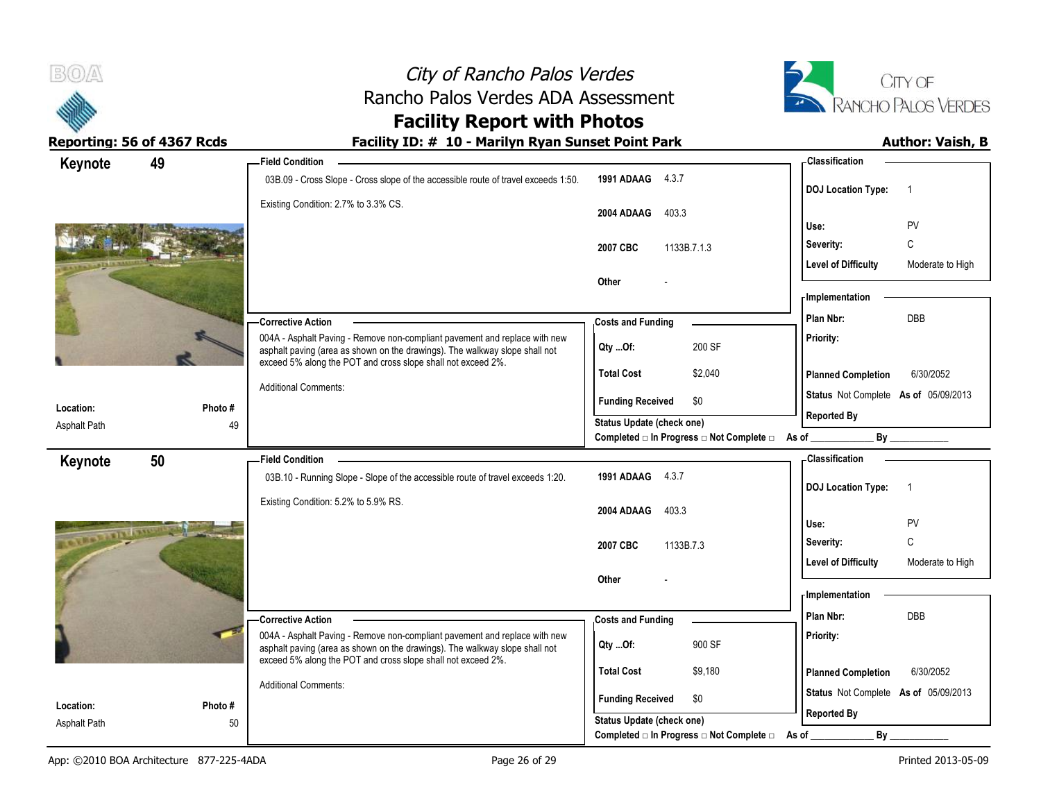# City of Rancho Palos Verdes
## Rancho Palos Verdes ADA Assessment
## Facility Report with Photos

**Reporting: 56 of 4367 Rcds** | **Facility ID: # 10 - Marilyn Ryan Sunset Point Park** | **Author: Vaish, B**

---

### Keynote 49

**Location:** Asphalt Path
**Photo #:** 49

**Field Condition**

03B.09 - Cross Slope - Cross slope of the accessible route of travel exceeds 1:50.

Existing Condition: 2.7% to 3.3% CS.

| Code | Section |
|---|---|
| 1991 ADAAG | 4.3.7 |
| 2004 ADAAG | 403.3 |
| 2007 CBC | 1133B.7.1.3 |
| Other | - |

**Corrective Action**

004A - Asphalt Paving - Remove non-compliant pavement and replace with new asphalt paving (area as shown on the drawings). The walkway slope shall not exceed 5% along the POT and cross slope shall not exceed 2%.

Additional Comments:

**Costs and Funding**

| | |
|---|---|
| Qty ...Of: | 200 SF |
| Total Cost | $2,040 |
| Funding Received | $0 |

Status Update (check one)
Completed □ In Progress □ Not Complete □ As of ____________ By ____________

**Classification**

| | |
|---|---|
| DOJ Location Type: | 1 |
| Use: | PV |
| Severity: | C |
| Level of Difficulty | Moderate to High |

**Implementation**

| | |
|---|---|
| Plan Nbr: | DBB |
| Priority: | |
| Planned Completion | 6/30/2052 |
| Status | Not Complete As of 05/09/2013 |
| Reported By | |

---

### Keynote 50

**Location:** Asphalt Path
**Photo #:** 50

**Field Condition**

03B.10 - Running Slope - Slope of the accessible route of travel exceeds 1:20.

Existing Condition: 5.2% to 5.9% RS.

| Code | Section |
|---|---|
| 1991 ADAAG | 4.3.7 |
| 2004 ADAAG | 403.3 |
| 2007 CBC | 1133B.7.3 |
| Other | - |

**Corrective Action**

004A - Asphalt Paving - Remove non-compliant pavement and replace with new asphalt paving (area as shown on the drawings). The walkway slope shall not exceed 5% along the POT and cross slope shall not exceed 2%.

Additional Comments:

**Costs and Funding**

| | |
|---|---|
| Qty ...Of: | 900 SF |
| Total Cost | $9,180 |
| Funding Received | $0 |

Status Update (check one)
Completed □ In Progress □ Not Complete □ As of ____________ By ____________

**Classification**

| | |
|---|---|
| DOJ Location Type: | 1 |
| Use: | PV |
| Severity: | C |
| Level of Difficulty | Moderate to High |

**Implementation**

| | |
|---|---|
| Plan Nbr: | DBB |
| Priority: | |
| Planned Completion | 6/30/2052 |
| Status | Not Complete As of 05/09/2013 |
| Reported By | |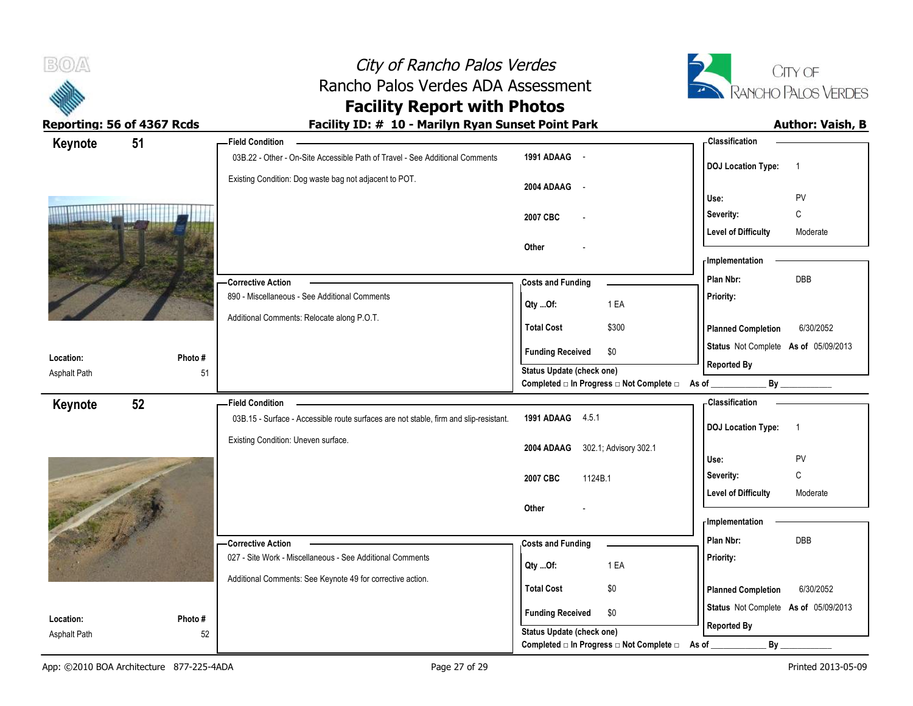# City of Rancho Palos Verdes
## Rancho Palos Verdes ADA Assessment
## Facility Report with Photos

**Reporting: 56 of 4367 Rcds** | **Facility ID: # 10 - Marilyn Ryan Sunset Point Park** | **Author: Vaish, B**

---

### Keynote 51

**Location:** Asphalt Path
**Photo #:** 51

**Field Condition**

03B.22 - Other - On-Site Accessible Path of Travel - See Additional Comments

Existing Condition: Dog waste bag not adjacent to POT.

| | |
|---|---|
| 1991 ADAAG | - |
| 2004 ADAAG | - |
| 2007 CBC | - |
| Other | - |

**Corrective Action**

890 - Miscellaneous - See Additional Comments

Additional Comments: Relocate along P.O.T.

**Costs and Funding**

| | |
|---|---|
| Qty ...Of: | 1 EA |
| Total Cost | $300 |
| Funding Received | $0 |

Status Update (check one)
Completed □ In Progress □ Not Complete □ As of ____________ By ____________

**Classification**

| | |
|---|---|
| DOJ Location Type: | 1 |
| Use: | PV |
| Severity: | C |
| Level of Difficulty | Moderate |

**Implementation**

| | |
|---|---|
| Plan Nbr: | DBB |
| Priority: | |
| Planned Completion | 6/30/2052 |
| Status | Not Complete As of 05/09/2013 |
| Reported By | |

---

### Keynote 52

**Location:** Asphalt Path
**Photo #:** 52

**Field Condition**

03B.15 - Surface - Accessible route surfaces are not stable, firm and slip-resistant.

Existing Condition: Uneven surface.

| | |
|---|---|
| 1991 ADAAG | 4.5.1 |
| 2004 ADAAG | 302.1; Advisory 302.1 |
| 2007 CBC | 1124B.1 |
| Other | - |

**Corrective Action**

027 - Site Work - Miscellaneous - See Additional Comments

Additional Comments: See Keynote 49 for corrective action.

**Costs and Funding**

| | |
|---|---|
| Qty ...Of: | 1 EA |
| Total Cost | $0 |
| Funding Received | $0 |

Status Update (check one)
Completed □ In Progress □ Not Complete □ As of ____________ By ____________

**Classification**

| | |
|---|---|
| DOJ Location Type: | 1 |
| Use: | PV |
| Severity: | C |
| Level of Difficulty | Moderate |

**Implementation**

| | |
|---|---|
| Plan Nbr: | DBB |
| Priority: | |
| Planned Completion | 6/30/2052 |
| Status | Not Complete As of 05/09/2013 |
| Reported By | |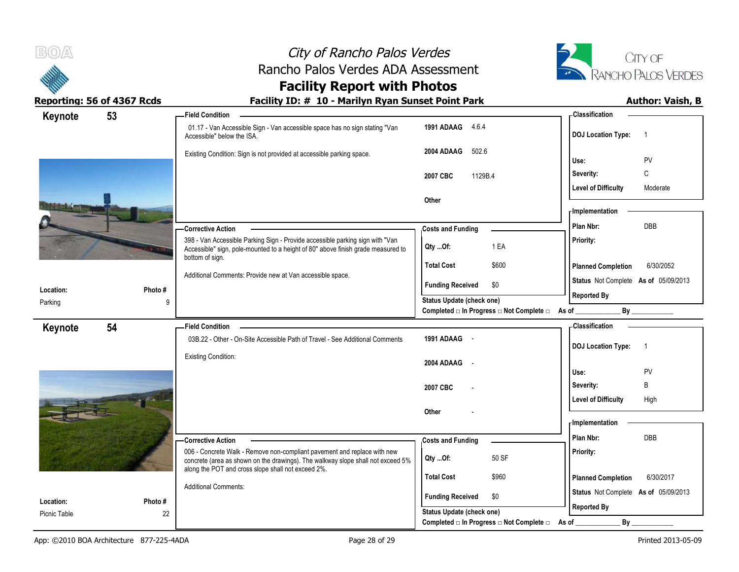# City of Rancho Palos Verdes
## Rancho Palos Verdes ADA Assessment
## Facility Report with Photos

**Reporting: 56 of 4367 Rcds** — **Facility ID: # 10 - Marilyn Ryan Sunset Point Park** — **Author: Vaish, B**

---

### Keynote 53

**Location:** Parking
**Photo #:** 9

**Field Condition**

01.17 - Van Accessible Sign - Van accessible space has no sign stating "Van Accessible" below the ISA.

Existing Condition: Sign is not provided at accessible parking space.

| Code | Section |
|---|---|
| 1991 ADAAG | 4.6.4 |
| 2004 ADAAG | 502.6 |
| 2007 CBC | 1129B.4 |
| Other | |

**Classification**

| | |
|---|---|
| DOJ Location Type: | 1 |
| Use: | PV |
| Severity: | C |
| Level of Difficulty | Moderate |

**Corrective Action**

398 - Van Accessible Parking Sign - Provide accessible parking sign with "Van Accessible" sign, pole-mounted to a height of 80" above finish grade measured to bottom of sign.

Additional Comments: Provide new at Van accessible space.

**Costs and Funding**

| | |
|---|---|
| Qty ...Of: | 1 EA |
| Total Cost | $600 |
| Funding Received | $0 |

Status Update (check one)
Completed □ In Progress □ Not Complete □ As of ____________ By ____________

**Implementation**

| | |
|---|---|
| Plan Nbr: | DBB |
| Priority: | |
| Planned Completion | 6/30/2052 |
| Status | Not Complete As of 05/09/2013 |
| Reported By | |

---

### Keynote 54

**Location:** Picnic Table
**Photo #:** 22

**Field Condition**

03B.22 - Other - On-Site Accessible Path of Travel - See Additional Comments

Existing Condition:

| Code | Section |
|---|---|
| 1991 ADAAG | - |
| 2004 ADAAG | - |
| 2007 CBC | - |
| Other | - |

**Classification**

| | |
|---|---|
| DOJ Location Type: | 1 |
| Use: | PV |
| Severity: | B |
| Level of Difficulty | High |

**Corrective Action**

006 - Concrete Walk - Remove non-compliant pavement and replace with new concrete (area as shown on the drawings). The walkway slope shall not exceed 5% along the POT and cross slope shall not exceed 2%.

Additional Comments:

**Costs and Funding**

| | |
|---|---|
| Qty ...Of: | 50 SF |
| Total Cost | $960 |
| Funding Received | $0 |

Status Update (check one)
Completed □ In Progress □ Not Complete □ As of ____________ By ____________

**Implementation**

| | |
|---|---|
| Plan Nbr: | DBB |
| Priority: | |
| Planned Completion | 6/30/2017 |
| Status | Not Complete As of 05/09/2013 |
| Reported By | |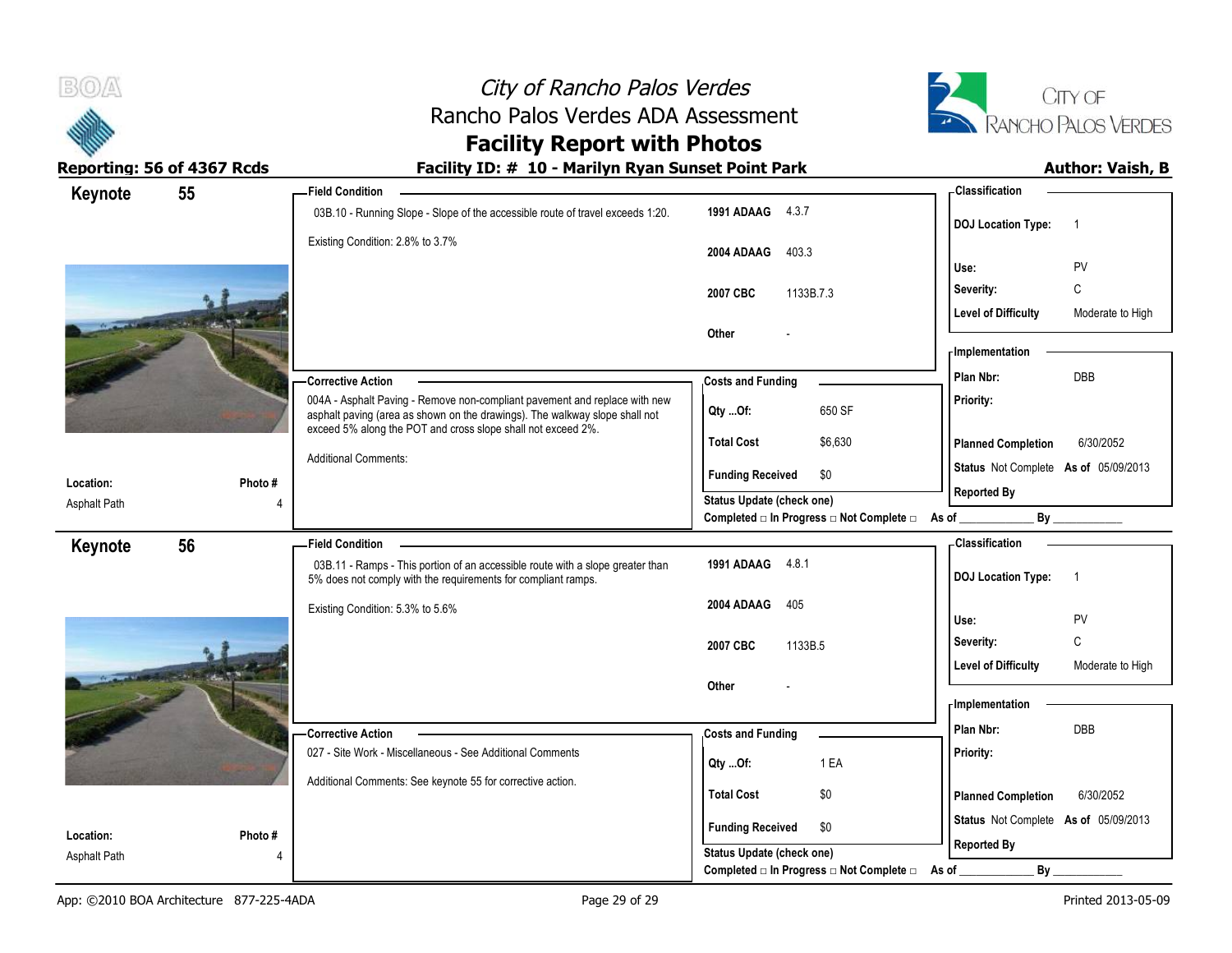# City of Rancho Palos Verdes
## Rancho Palos Verdes ADA Assessment
## Facility Report with Photos

**Reporting: 56 of 4367 Rcds**

**Facility ID: # 10 - Marilyn Ryan Sunset Point Park**

**Author: Vaish, B**

---

### Keynote 55

**Location:** Asphalt Path
**Photo #:** 4

**Field Condition**

03B.10 - Running Slope - Slope of the accessible route of travel exceeds 1:20.

Existing Condition: 2.8% to 3.7%

| | |
|---|---|
| 1991 ADAAG | 4.3.7 |
| 2004 ADAAG | 403.3 |
| 2007 CBC | 1133B.7.3 |
| Other | - |

**Classification**

| | |
|---|---|
| DOJ Location Type: | 1 |
| Use: | PV |
| Severity: | C |
| Level of Difficulty | Moderate to High |

**Corrective Action**

004A - Asphalt Paving - Remove non-compliant pavement and replace with new asphalt paving (area as shown on the drawings). The walkway slope shall not exceed 5% along the POT and cross slope shall not exceed 2%.

Additional Comments:

**Costs and Funding**

| | |
|---|---|
| Qty ...Of: | 650 SF |
| Total Cost | $6,630 |
| Funding Received | $0 |

Status Update (check one)
Completed □ In Progress □ Not Complete □ As of ____________ By ____________

**Implementation**

| | |
|---|---|
| Plan Nbr: | DBB |
| Priority: | |
| Planned Completion | 6/30/2052 |
| Status | Not Complete As of 05/09/2013 |
| Reported By | |

---

### Keynote 56

**Location:** Asphalt Path
**Photo #:** 4

**Field Condition**

03B.11 - Ramps - This portion of an accessible route with a slope greater than 5% does not comply with the requirements for compliant ramps.

Existing Condition: 5.3% to 5.6%

| | |
|---|---|
| 1991 ADAAG | 4.8.1 |
| 2004 ADAAG | 405 |
| 2007 CBC | 1133B.5 |
| Other | - |

**Classification**

| | |
|---|---|
| DOJ Location Type: | 1 |
| Use: | PV |
| Severity: | C |
| Level of Difficulty | Moderate to High |

**Corrective Action**

027 - Site Work - Miscellaneous - See Additional Comments

Additional Comments: See keynote 55 for corrective action.

**Costs and Funding**

| | |
|---|---|
| Qty ...Of: | 1 EA |
| Total Cost | $0 |
| Funding Received | $0 |

Status Update (check one)
Completed □ In Progress □ Not Complete □ As of ____________ By ____________

**Implementation**

| | |
|---|---|
| Plan Nbr: | DBB |
| Priority: | |
| Planned Completion | 6/30/2052 |
| Status | Not Complete As of 05/09/2013 |
| Reported By | |

---

App: ©2010 BOA Architecture 877-225-4ADA

Printed 2013-05-09